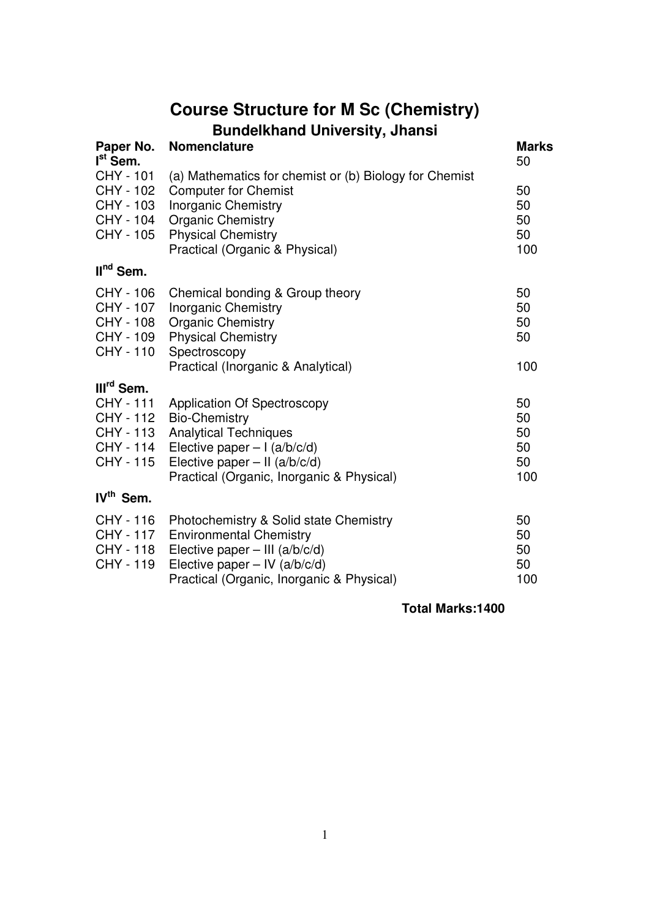# Course Structure for M Sc (Chemistry)

## Bundelkhand University, Jhansi

| Paper No. | Nomenclature | Marks |
|---|---|---|
| **I<sup>st</sup> Sem.** | | 50 |
| CHY - 101 | (a) Mathematics for chemist or (b) Biology for Chemist | |
| CHY - 102 | Computer for Chemist | 50 |
| CHY - 103 | Inorganic Chemistry | 50 |
| CHY - 104 | Organic Chemistry | 50 |
| CHY - 105 | Physical Chemistry | 50 |
| | Practical (Organic & Physical) | 100 |
| **II<sup>nd</sup> Sem.** | | |
| CHY - 106 | Chemical bonding & Group theory | 50 |
| CHY - 107 | Inorganic Chemistry | 50 |
| CHY - 108 | Organic Chemistry | 50 |
| CHY - 109 | Physical Chemistry | 50 |
| CHY - 110 | Spectroscopy | |
| | Practical (Inorganic & Analytical) | 100 |
| **III<sup>rd</sup> Sem.** | | |
| CHY - 111 | Application Of Spectroscopy | 50 |
| CHY - 112 | Bio-Chemistry | 50 |
| CHY - 113 | Analytical Techniques | 50 |
| CHY - 114 | Elective paper – I (a/b/c/d) | 50 |
| CHY - 115 | Elective paper – II (a/b/c/d) | 50 |
| | Practical (Organic, Inorganic & Physical) | 100 |
| **IV<sup>th</sup> Sem.** | | |
| CHY - 116 | Photochemistry & Solid state Chemistry | 50 |
| CHY - 117 | Environmental Chemistry | 50 |
| CHY - 118 | Elective paper – III (a/b/c/d) | 50 |
| CHY - 119 | Elective paper – IV (a/b/c/d) | 50 |
| | Practical (Organic, Inorganic & Physical) | 100 |

**Total Marks:1400**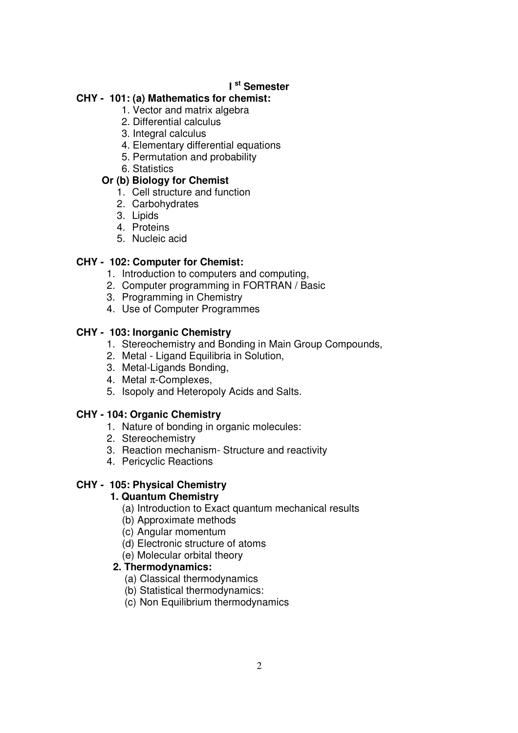# I[st] Semester

## CHY - 101: (a) Mathematics for chemist:

1. Vector and matrix algebra
2. Differential calculus
3. Integral calculus
4. Elementary differential equations
5. Permutation and probability
6. Statistics

### Or (b) Biology for Chemist

1. Cell structure and function
2. Carbohydrates
3. Lipids
4. Proteins
5. Nucleic acid

## CHY - 102: Computer for Chemist:

1. Introduction to computers and computing,
2. Computer programming in FORTRAN / Basic
3. Programming in Chemistry
4. Use of Computer Programmes

## CHY - 103: Inorganic Chemistry

1. Stereochemistry and Bonding in Main Group Compounds,
2. Metal - Ligand Equilibria in Solution,
3. Metal-Ligands Bonding,
4. Metal $\pi$-Complexes,
5. Isopoly and Heteropoly Acids and Salts.

## CHY - 104: Organic Chemistry

1. Nature of bonding in organic molecules:
2. Stereochemistry
3. Reaction mechanism- Structure and reactivity
4. Pericyclic Reactions

## CHY - 105: Physical Chemistry

### 1. Quantum Chemistry

(a) Introduction to Exact quantum mechanical results
(b) Approximate methods
(c) Angular momentum
(d) Electronic structure of atoms
(e) Molecular orbital theory

### 2. Thermodynamics:

(a) Classical thermodynamics
(b) Statistical thermodynamics:
(c) Non Equilibrium thermodynamics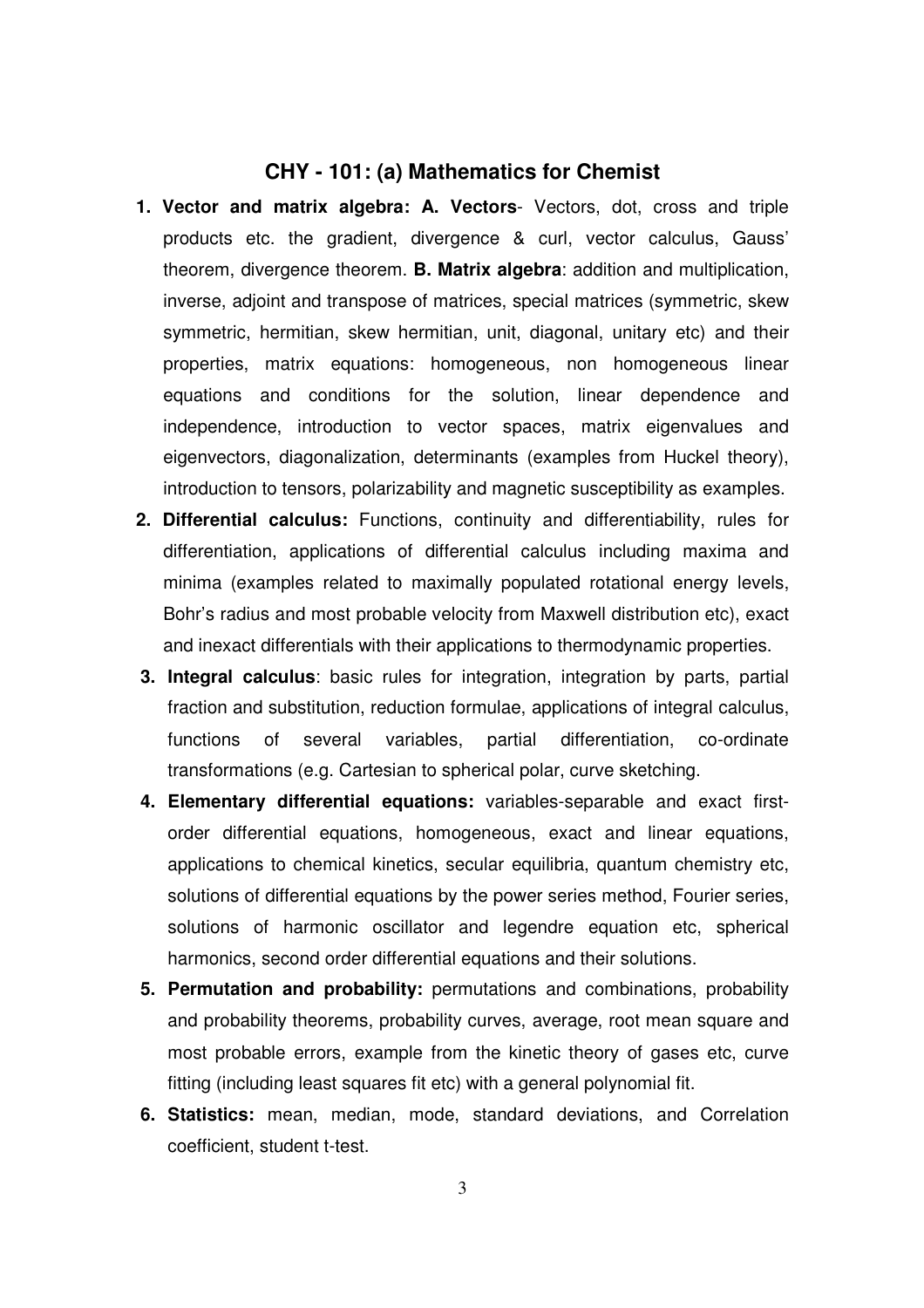## CHY - 101: (a) Mathematics for Chemist

1. **Vector and matrix algebra: A. Vectors**- Vectors, dot, cross and triple products etc. the gradient, divergence & curl, vector calculus, Gauss' theorem, divergence theorem. **B. Matrix algebra**: addition and multiplication, inverse, adjoint and transpose of matrices, special matrices (symmetric, skew symmetric, hermitian, skew hermitian, unit, diagonal, unitary etc) and their properties, matrix equations: homogeneous, non homogeneous linear equations and conditions for the solution, linear dependence and independence, introduction to vector spaces, matrix eigenvalues and eigenvectors, diagonalization, determinants (examples from Huckel theory), introduction to tensors, polarizability and magnetic susceptibility as examples.
2. **Differential calculus:** Functions, continuity and differentiability, rules for differentiation, applications of differential calculus including maxima and minima (examples related to maximally populated rotational energy levels, Bohr's radius and most probable velocity from Maxwell distribution etc), exact and inexact differentials with their applications to thermodynamic properties.
3. **Integral calculus**: basic rules for integration, integration by parts, partial fraction and substitution, reduction formulae, applications of integral calculus, functions of several variables, partial differentiation, co-ordinate transformations (e.g. Cartesian to spherical polar, curve sketching.
4. **Elementary differential equations:** variables-separable and exact first-order differential equations, homogeneous, exact and linear equations, applications to chemical kinetics, secular equilibria, quantum chemistry etc, solutions of differential equations by the power series method, Fourier series, solutions of harmonic oscillator and legendre equation etc, spherical harmonics, second order differential equations and their solutions.
5. **Permutation and probability:** permutations and combinations, probability and probability theorems, probability curves, average, root mean square and most probable errors, example from the kinetic theory of gases etc, curve fitting (including least squares fit etc) with a general polynomial fit.
6. **Statistics:** mean, median, mode, standard deviations, and Correlation coefficient, student t-test.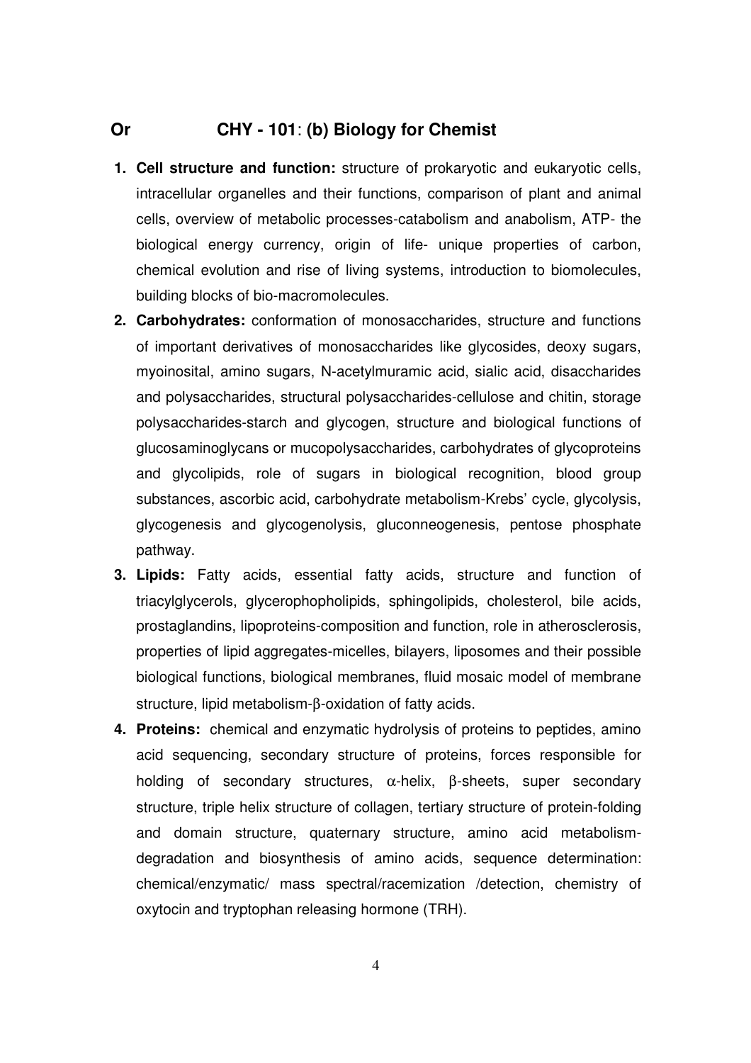## Or CHY - 101: (b) Biology for Chemist

1. **Cell structure and function:** structure of prokaryotic and eukaryotic cells, intracellular organelles and their functions, comparison of plant and animal cells, overview of metabolic processes-catabolism and anabolism, ATP- the biological energy currency, origin of life- unique properties of carbon, chemical evolution and rise of living systems, introduction to biomolecules, building blocks of bio-macromolecules.
2. **Carbohydrates:** conformation of monosaccharides, structure and functions of important derivatives of monosaccharides like glycosides, deoxy sugars, myoinosital, amino sugars, N-acetylmuramic acid, sialic acid, disaccharides and polysaccharides, structural polysaccharides-cellulose and chitin, storage polysaccharides-starch and glycogen, structure and biological functions of glucosaminoglycans or mucopolysaccharides, carbohydrates of glycoproteins and glycolipids, role of sugars in biological recognition, blood group substances, ascorbic acid, carbohydrate metabolism-Krebs' cycle, glycolysis, glycogenesis and glycogenolysis, gluconneogenesis, pentose phosphate pathway.
3. **Lipids:** Fatty acids, essential fatty acids, structure and function of triacylglycerols, glycerophopholipids, sphingolipids, cholesterol, bile acids, prostaglandins, lipoproteins-composition and function, role in atherosclerosis, properties of lipid aggregates-micelles, bilayers, liposomes and their possible biological functions, biological membranes, fluid mosaic model of membrane structure, lipid metabolism-$\beta$-oxidation of fatty acids.
4. **Proteins:** chemical and enzymatic hydrolysis of proteins to peptides, amino acid sequencing, secondary structure of proteins, forces responsible for holding of secondary structures, $\alpha$-helix, $\beta$-sheets, super secondary structure, triple helix structure of collagen, tertiary structure of protein-folding and domain structure, quaternary structure, amino acid metabolism-degradation and biosynthesis of amino acids, sequence determination: chemical/enzymatic/ mass spectral/racemization /detection, chemistry of oxytocin and tryptophan releasing hormone (TRH).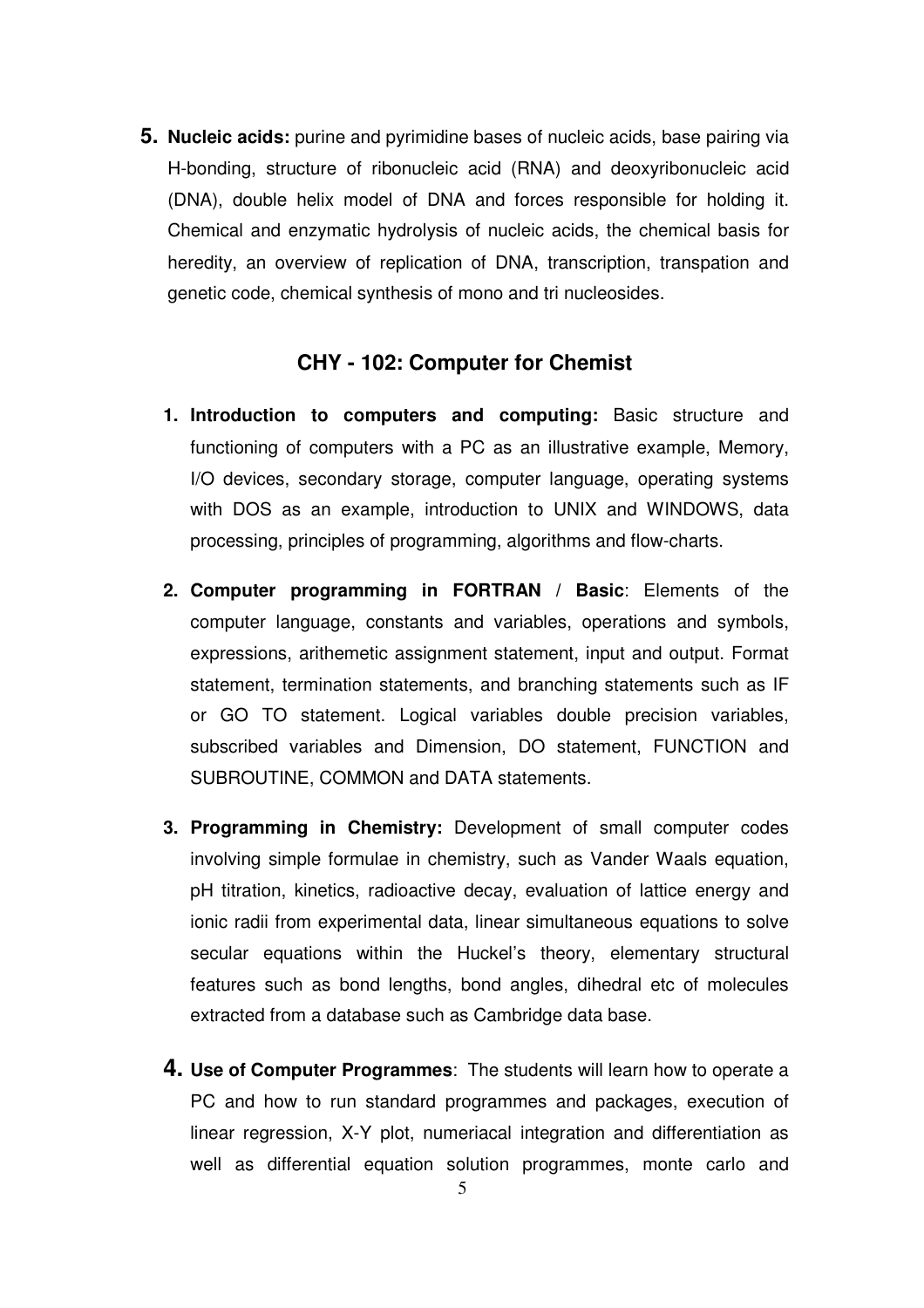5. **Nucleic acids:** purine and pyrimidine bases of nucleic acids, base pairing via H-bonding, structure of ribonucleic acid (RNA) and deoxyribonucleic acid (DNA), double helix model of DNA and forces responsible for holding it. Chemical and enzymatic hydrolysis of nucleic acids, the chemical basis for heredity, an overview of replication of DNA, transcription, transpation and genetic code, chemical synthesis of mono and tri nucleosides.

## CHY - 102: Computer for Chemist

1. **Introduction to computers and computing:** Basic structure and functioning of computers with a PC as an illustrative example, Memory, I/O devices, secondary storage, computer language, operating systems with DOS as an example, introduction to UNIX and WINDOWS, data processing, principles of programming, algorithms and flow-charts.

2. **Computer programming in FORTRAN / Basic**: Elements of the computer language, constants and variables, operations and symbols, expressions, arithemetic assignment statement, input and output. Format statement, termination statements, and branching statements such as IF or GO TO statement. Logical variables double precision variables, subscribed variables and Dimension, DO statement, FUNCTION and SUBROUTINE, COMMON and DATA statements.

3. **Programming in Chemistry:** Development of small computer codes involving simple formulae in chemistry, such as Vander Waals equation, pH titration, kinetics, radioactive decay, evaluation of lattice energy and ionic radii from experimental data, linear simultaneous equations to solve secular equations within the Huckel's theory, elementary structural features such as bond lengths, bond angles, dihedral etc of molecules extracted from a database such as Cambridge data base.

4. **Use of Computer Programmes**: The students will learn how to operate a PC and how to run standard programmes and packages, execution of linear regression, X-Y plot, numeriacal integration and differentiation as well as differential equation solution programmes, monte carlo and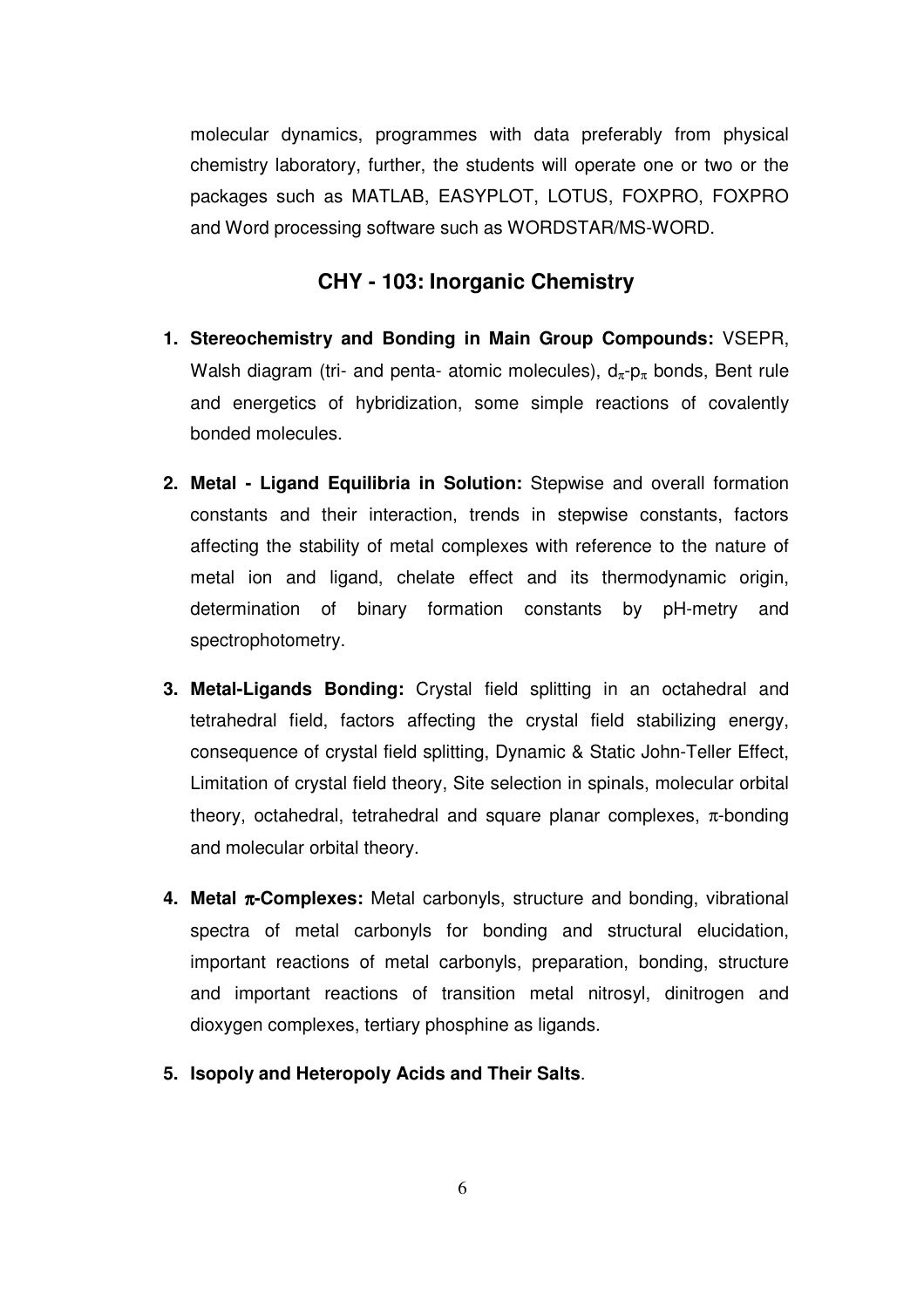molecular dynamics, programmes with data preferably from physical chemistry laboratory, further, the students will operate one or two or the packages such as MATLAB, EASYPLOT, LOTUS, FOXPRO, FOXPRO and Word processing software such as WORDSTAR/MS-WORD.

## CHY - 103: Inorganic Chemistry

1. **Stereochemistry and Bonding in Main Group Compounds:** VSEPR, Walsh diagram (tri- and penta- atomic molecules), $d_\pi$-$p_\pi$ bonds, Bent rule and energetics of hybridization, some simple reactions of covalently bonded molecules.

2. **Metal - Ligand Equilibria in Solution:** Stepwise and overall formation constants and their interaction, trends in stepwise constants, factors affecting the stability of metal complexes with reference to the nature of metal ion and ligand, chelate effect and its thermodynamic origin, determination of binary formation constants by pH-metry and spectrophotometry.

3. **Metal-Ligands Bonding:** Crystal field splitting in an octahedral and tetrahedral field, factors affecting the crystal field stabilizing energy, consequence of crystal field splitting, Dynamic & Static John-Teller Effect, Limitation of crystal field theory, Site selection in spinals, molecular orbital theory, octahedral, tetrahedral and square planar complexes, $\pi$-bonding and molecular orbital theory.

4. **Metal $\pi$-Complexes:** Metal carbonyls, structure and bonding, vibrational spectra of metal carbonyls for bonding and structural elucidation, important reactions of metal carbonyls, preparation, bonding, structure and important reactions of transition metal nitrosyl, dinitrogen and dioxygen complexes, tertiary phosphine as ligands.

5. **Isopoly and Heteropoly Acids and Their Salts**.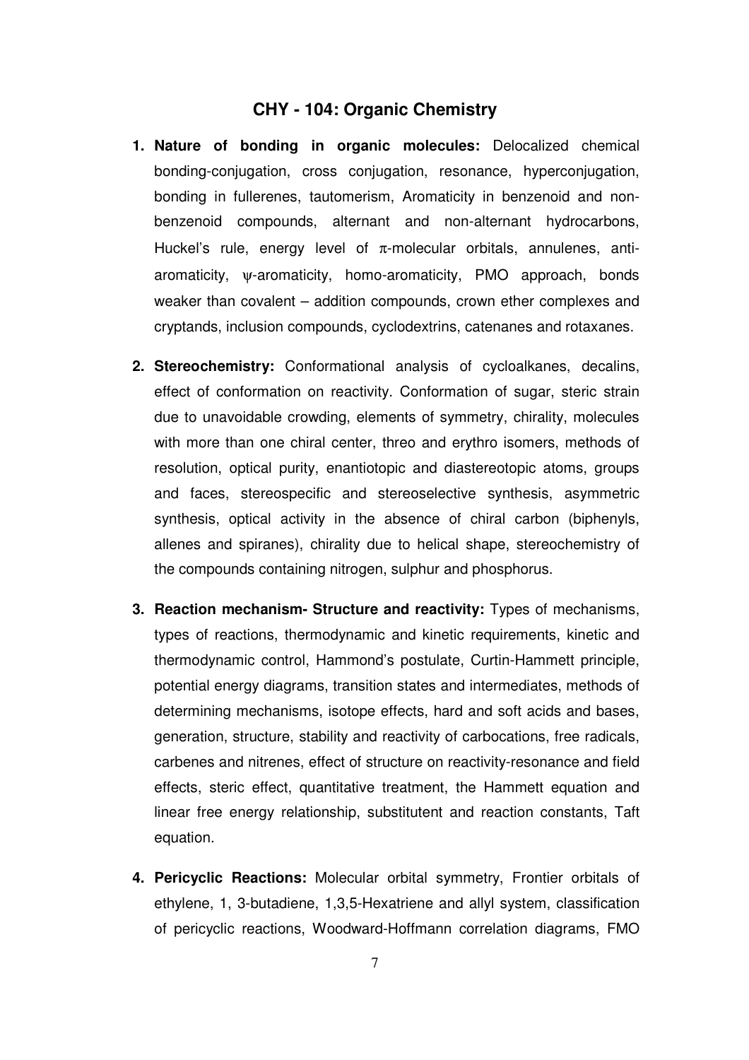## CHY - 104: Organic Chemistry

1. **Nature of bonding in organic molecules:** Delocalized chemical bonding-conjugation, cross conjugation, resonance, hyperconjugation, bonding in fullerenes, tautomerism, Aromaticity in benzenoid and non-benzenoid compounds, alternant and non-alternant hydrocarbons, Huckel's rule, energy level of $\pi$-molecular orbitals, annulenes, anti-aromaticity, $\psi$-aromaticity, homo-aromaticity, PMO approach, bonds weaker than covalent – addition compounds, crown ether complexes and cryptands, inclusion compounds, cyclodextrins, catenanes and rotaxanes.

2. **Stereochemistry:** Conformational analysis of cycloalkanes, decalins, effect of conformation on reactivity. Conformation of sugar, steric strain due to unavoidable crowding, elements of symmetry, chirality, molecules with more than one chiral center, threo and erythro isomers, methods of resolution, optical purity, enantiotopic and diastereotopic atoms, groups and faces, stereospecific and stereoselective synthesis, asymmetric synthesis, optical activity in the absence of chiral carbon (biphenyls, allenes and spiranes), chirality due to helical shape, stereochemistry of the compounds containing nitrogen, sulphur and phosphorus.

3. **Reaction mechanism- Structure and reactivity:** Types of mechanisms, types of reactions, thermodynamic and kinetic requirements, kinetic and thermodynamic control, Hammond's postulate, Curtin-Hammett principle, potential energy diagrams, transition states and intermediates, methods of determining mechanisms, isotope effects, hard and soft acids and bases, generation, structure, stability and reactivity of carbocations, free radicals, carbenes and nitrenes, effect of structure on reactivity-resonance and field effects, steric effect, quantitative treatment, the Hammett equation and linear free energy relationship, substitutent and reaction constants, Taft equation.

4. **Pericyclic Reactions:** Molecular orbital symmetry, Frontier orbitals of ethylene, 1, 3-butadiene, 1,3,5-Hexatriene and allyl system, classification of pericyclic reactions, Woodward-Hoffmann correlation diagrams, FMO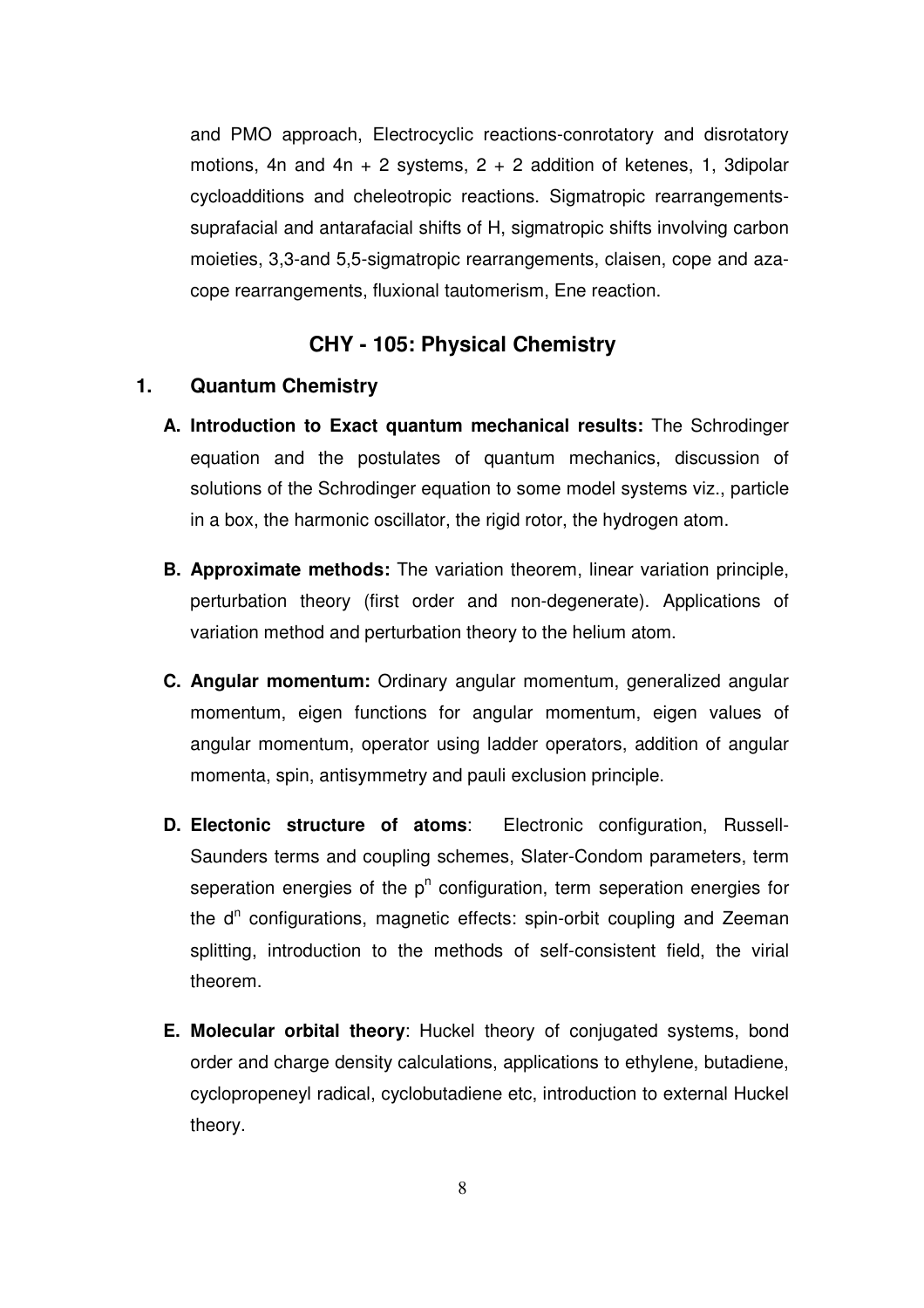and PMO approach, Electrocyclic reactions-conrotatory and disrotatory motions, 4n and 4n + 2 systems, 2 + 2 addition of ketenes, 1, 3dipolar cycloadditions and cheleotropic reactions. Sigmatropic rearrangements-suprafacial and antarafacial shifts of H, sigmatropic shifts involving carbon moieties, 3,3-and 5,5-sigmatropic rearrangements, claisen, cope and aza-cope rearrangements, fluxional tautomerism, Ene reaction.

## CHY - 105: Physical Chemistry

### 1. Quantum Chemistry

**A. Introduction to Exact quantum mechanical results:** The Schrodinger equation and the postulates of quantum mechanics, discussion of solutions of the Schrodinger equation to some model systems viz., particle in a box, the harmonic oscillator, the rigid rotor, the hydrogen atom.

**B. Approximate methods:** The variation theorem, linear variation principle, perturbation theory (first order and non-degenerate). Applications of variation method and perturbation theory to the helium atom.

**C. Angular momentum:** Ordinary angular momentum, generalized angular momentum, eigen functions for angular momentum, eigen values of angular momentum, operator using ladder operators, addition of angular momenta, spin, antisymmetry and pauli exclusion principle.

**D. Electonic structure of atoms**: Electronic configuration, Russell-Saunders terms and coupling schemes, Slater-Condom parameters, term seperation energies of the $p^n$ configuration, term seperation energies for the $d^n$ configurations, magnetic effects: spin-orbit coupling and Zeeman splitting, introduction to the methods of self-consistent field, the virial theorem.

**E. Molecular orbital theory**: Huckel theory of conjugated systems, bond order and charge density calculations, applications to ethylene, butadiene, cyclopropeneyl radical, cyclobutadiene etc, introduction to external Huckel theory.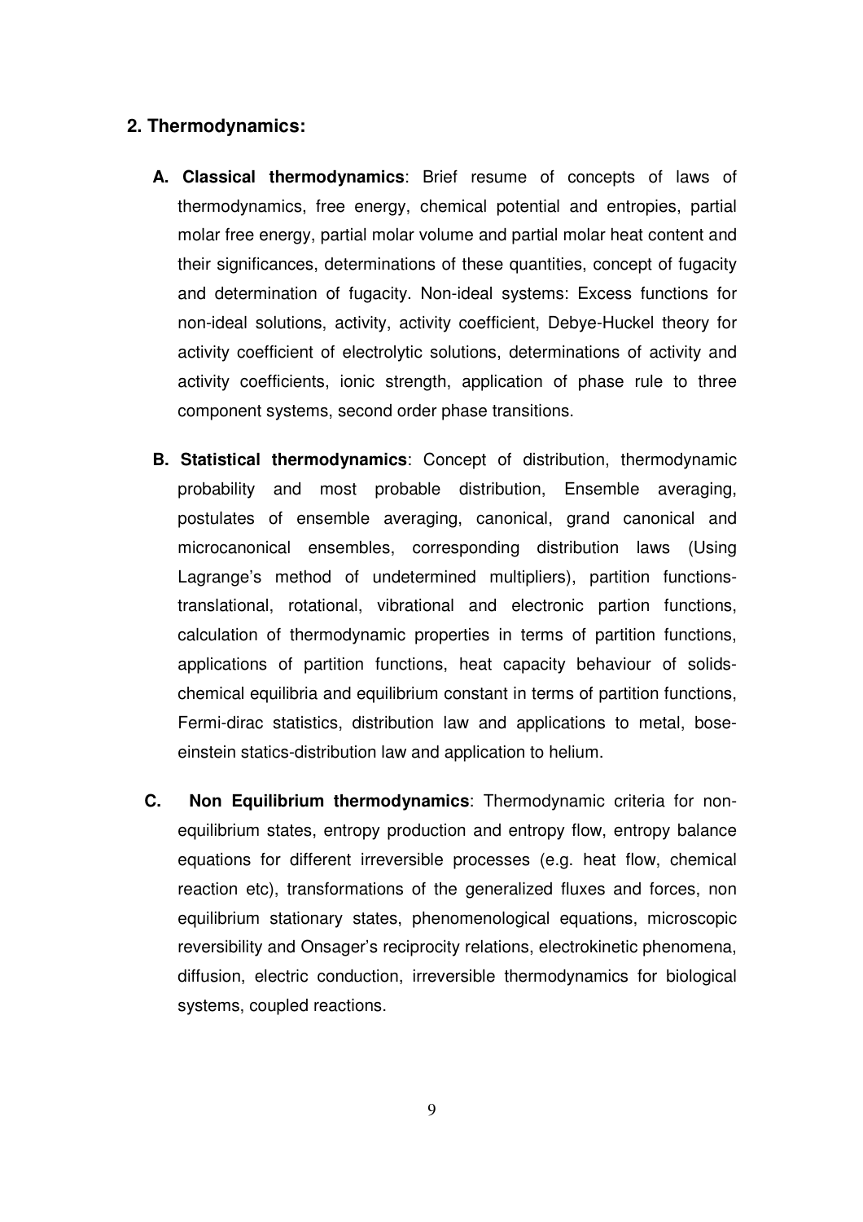## 2. Thermodynamics:

**A. Classical thermodynamics**: Brief resume of concepts of laws of thermodynamics, free energy, chemical potential and entropies, partial molar free energy, partial molar volume and partial molar heat content and their significances, determinations of these quantities, concept of fugacity and determination of fugacity. Non-ideal systems: Excess functions for non-ideal solutions, activity, activity coefficient, Debye-Huckel theory for activity coefficient of electrolytic solutions, determinations of activity and activity coefficients, ionic strength, application of phase rule to three component systems, second order phase transitions.

**B. Statistical thermodynamics**: Concept of distribution, thermodynamic probability and most probable distribution, Ensemble averaging, postulates of ensemble averaging, canonical, grand canonical and microcanonical ensembles, corresponding distribution laws (Using Lagrange's method of undetermined multipliers), partition functions-translational, rotational, vibrational and electronic partion functions, calculation of thermodynamic properties in terms of partition functions, applications of partition functions, heat capacity behaviour of solids-chemical equilibria and equilibrium constant in terms of partition functions, Fermi-dirac statistics, distribution law and applications to metal, bose-einstein statics-distribution law and application to helium.

**C. Non Equilibrium thermodynamics**: Thermodynamic criteria for non-equilibrium states, entropy production and entropy flow, entropy balance equations for different irreversible processes (e.g. heat flow, chemical reaction etc), transformations of the generalized fluxes and forces, non equilibrium stationary states, phenomenological equations, microscopic reversibility and Onsager's reciprocity relations, electrokinetic phenomena, diffusion, electric conduction, irreversible thermodynamics for biological systems, coupled reactions.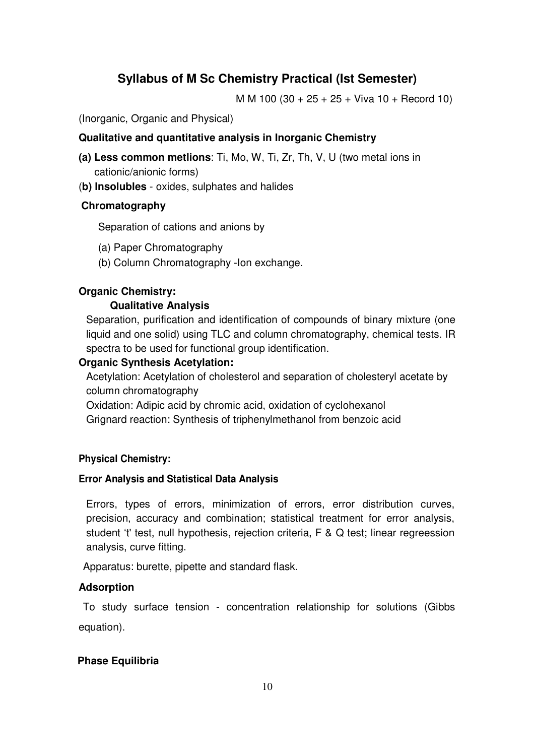## Syllabus of M Sc Chemistry Practical (Ist Semester)

M M 100 (30 + 25 + 25 + Viva 10 + Record 10)

(Inorganic, Organic and Physical)

**Qualitative and quantitative analysis in Inorganic Chemistry**

**(a) Less common metlions**: Ti, Mo, W, Ti, Zr, Th, V, U (two metal ions in cationic/anionic forms)

(**b) Insolubles** - oxides, sulphates and halides

**Chromatography**

Separation of cations and anions by

(a) Paper Chromatography

(b) Column Chromatography -Ion exchange.

**Organic Chemistry:**

**Qualitative Analysis**

Separation, purification and identification of compounds of binary mixture (one liquid and one solid) using TLC and column chromatography, chemical tests. IR spectra to be used for functional group identification.

**Organic Synthesis Acetylation:**

Acetylation: Acetylation of cholesterol and separation of cholesteryl acetate by column chromatography

Oxidation: Adipic acid by chromic acid, oxidation of cyclohexanol

Grignard reaction: Synthesis of triphenylmethanol from benzoic acid

**Physical Chemistry:**

**Error Analysis and Statistical Data Analysis**

Errors, types of errors, minimization of errors, error distribution curves, precision, accuracy and combination; statistical treatment for error analysis, student 't' test, null hypothesis, rejection criteria, F & Q test; linear regreession analysis, curve fitting.

Apparatus: burette, pipette and standard flask.

**Adsorption**

To study surface tension - concentration relationship for solutions (Gibbs equation).

**Phase Equilibria**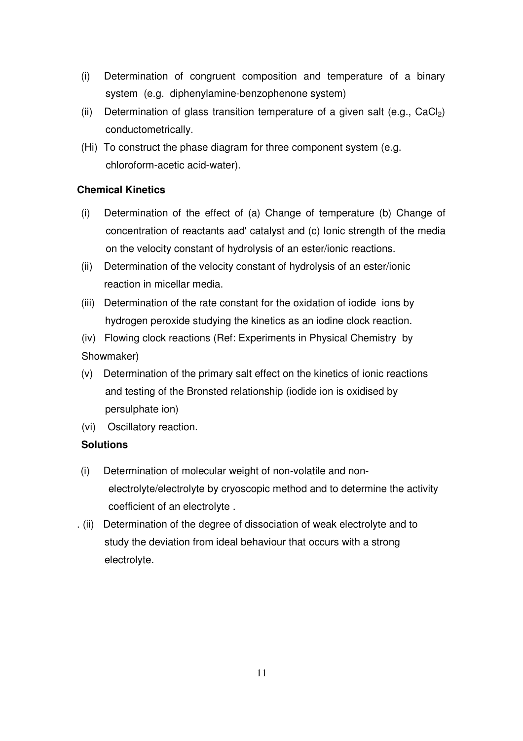(i) Determination of congruent composition and temperature of a binary system (e.g. diphenylamine-benzophenone system)

(ii) Determination of glass transition temperature of a given salt (e.g., $CaCl_2$) conductometrically.

(Hi) To construct the phase diagram for three component system (e.g. chloroform-acetic acid-water).

**Chemical Kinetics**

(i) Determination of the effect of (a) Change of temperature (b) Change of concentration of reactants aad' catalyst and (c) Ionic strength of the media on the velocity constant of hydrolysis of an ester/ionic reactions.

(ii) Determination of the velocity constant of hydrolysis of an ester/ionic reaction in micellar media.

(iii) Determination of the rate constant for the oxidation of iodide ions by hydrogen peroxide studying the kinetics as an iodine clock reaction.

(iv) Flowing clock reactions (Ref: Experiments in Physical Chemistry by Showmaker)

(v) Determination of the primary salt effect on the kinetics of ionic reactions and testing of the Bronsted relationship (iodide ion is oxidised by persulphate ion)

(vi) Oscillatory reaction.

**Solutions**

(i) Determination of molecular weight of non-volatile and non-electrolyte/electrolyte by cryoscopic method and to determine the activity coefficient of an electrolyte .

. (ii) Determination of the degree of dissociation of weak electrolyte and to study the deviation from ideal behaviour that occurs with a strong electrolyte.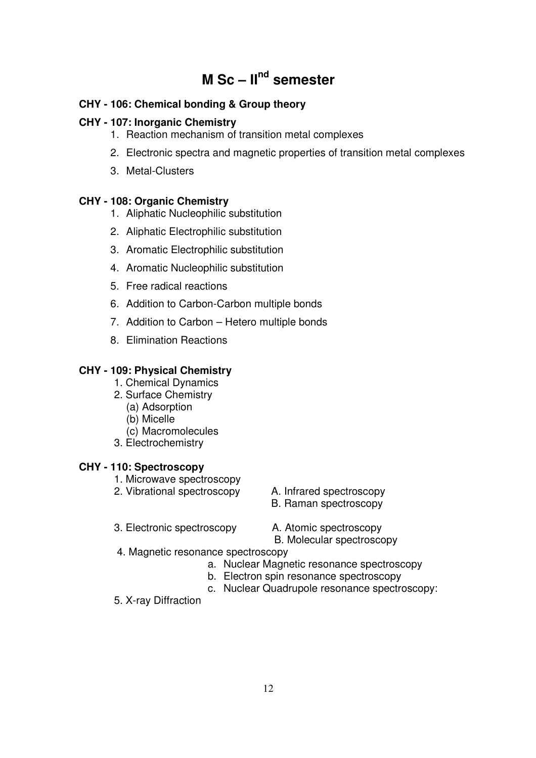# M Sc – II$^{nd}$ semester

**CHY - 106: Chemical bonding & Group theory**

**CHY - 107: Inorganic Chemistry**

1. Reaction mechanism of transition metal complexes
2. Electronic spectra and magnetic properties of transition metal complexes
3. Metal-Clusters

**CHY - 108: Organic Chemistry**

1. Aliphatic Nucleophilic substitution
2. Aliphatic Electrophilic substitution
3. Aromatic Electrophilic substitution
4. Aromatic Nucleophilic substitution
5. Free radical reactions
6. Addition to Carbon-Carbon multiple bonds
7. Addition to Carbon – Hetero multiple bonds
8. Elimination Reactions

**CHY - 109: Physical Chemistry**

1. Chemical Dynamics
2. Surface Chemistry
   - (a) Adsorption
   - (b) Micelle
   - (c) Macromolecules
3. Electrochemistry

**CHY - 110: Spectroscopy**

1. Microwave spectroscopy
2. Vibrational spectroscopy
   - A. Infrared spectroscopy
   - B. Raman spectroscopy
3. Electronic spectroscopy
   - A. Atomic spectroscopy
   - B. Molecular spectroscopy
4. Magnetic resonance spectroscopy
   - a. Nuclear Magnetic resonance spectroscopy
   - b. Electron spin resonance spectroscopy
   - c. Nuclear Quadrupole resonance spectroscopy:
5. X-ray Diffraction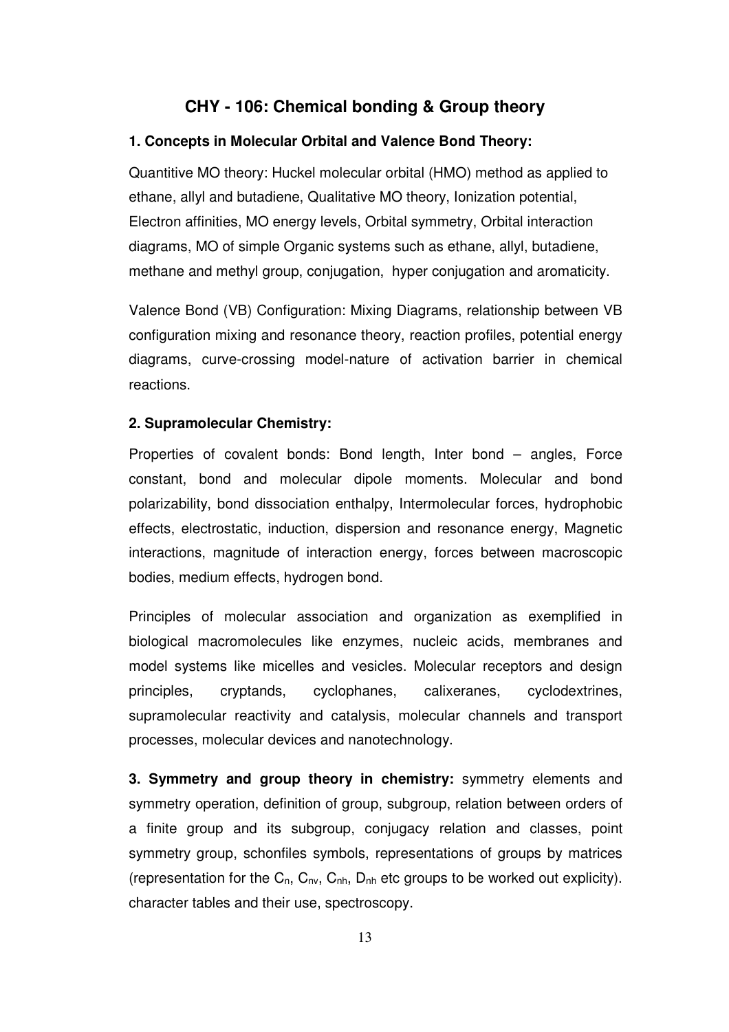## CHY - 106: Chemical bonding & Group theory

**1. Concepts in Molecular Orbital and Valence Bond Theory:**

Quantitive MO theory: Huckel molecular orbital (HMO) method as applied to ethane, allyl and butadiene, Qualitative MO theory, Ionization potential, Electron affinities, MO energy levels, Orbital symmetry, Orbital interaction diagrams, MO of simple Organic systems such as ethane, allyl, butadiene, methane and methyl group, conjugation, hyper conjugation and aromaticity.

Valence Bond (VB) Configuration: Mixing Diagrams, relationship between VB configuration mixing and resonance theory, reaction profiles, potential energy diagrams, curve-crossing model-nature of activation barrier in chemical reactions.

**2. Supramolecular Chemistry:**

Properties of covalent bonds: Bond length, Inter bond – angles, Force constant, bond and molecular dipole moments. Molecular and bond polarizability, bond dissociation enthalpy, Intermolecular forces, hydrophobic effects, electrostatic, induction, dispersion and resonance energy, Magnetic interactions, magnitude of interaction energy, forces between macroscopic bodies, medium effects, hydrogen bond.

Principles of molecular association and organization as exemplified in biological macromolecules like enzymes, nucleic acids, membranes and model systems like micelles and vesicles. Molecular receptors and design principles, cryptands, cyclophanes, calixeranes, cyclodextrines, supramolecular reactivity and catalysis, molecular channels and transport processes, molecular devices and nanotechnology.

**3. Symmetry and group theory in chemistry:** symmetry elements and symmetry operation, definition of group, subgroup, relation between orders of a finite group and its subgroup, conjugacy relation and classes, point symmetry group, schonfiles symbols, representations of groups by matrices (representation for the $C_n$, $C_{nv}$, $C_{nh}$, $D_{nh}$ etc groups to be worked out explicity). character tables and their use, spectroscopy.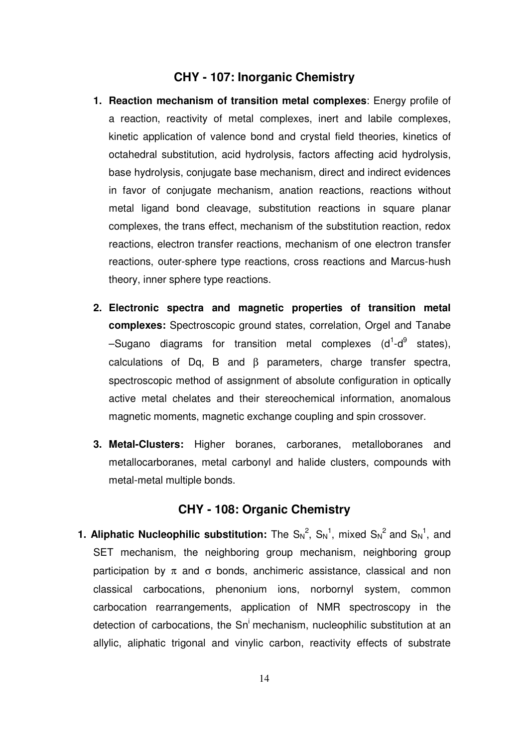## CHY - 107: Inorganic Chemistry

1. **Reaction mechanism of transition metal complexes**: Energy profile of a reaction, reactivity of metal complexes, inert and labile complexes, kinetic application of valence bond and crystal field theories, kinetics of octahedral substitution, acid hydrolysis, factors affecting acid hydrolysis, base hydrolysis, conjugate base mechanism, direct and indirect evidences in favor of conjugate mechanism, anation reactions, reactions without metal ligand bond cleavage, substitution reactions in square planar complexes, the trans effect, mechanism of the substitution reaction, redox reactions, electron transfer reactions, mechanism of one electron transfer reactions, outer-sphere type reactions, cross reactions and Marcus-hush theory, inner sphere type reactions.

2. **Electronic spectra and magnetic properties of transition metal complexes:** Spectroscopic ground states, correlation, Orgel and Tanabe –Sugano diagrams for transition metal complexes ($d^1$-$d^9$ states), calculations of Dq, B and $\beta$ parameters, charge transfer spectra, spectroscopic method of assignment of absolute configuration in optically active metal chelates and their stereochemical information, anomalous magnetic moments, magnetic exchange coupling and spin crossover.

3. **Metal-Clusters:** Higher boranes, carboranes, metalloboranes and metallocarboranes, metal carbonyl and halide clusters, compounds with metal-metal multiple bonds.

## CHY - 108: Organic Chemistry

1. **Aliphatic Nucleophilic substitution:** The $S_N^2$, $S_N^1$, mixed $S_N^2$ and $S_N^1$, and SET mechanism, the neighboring group mechanism, neighboring group participation by $\pi$ and $\sigma$ bonds, anchimeric assistance, classical and non classical carbocations, phenonium ions, norbornyl system, common carbocation rearrangements, application of NMR spectroscopy in the detection of carbocations, the $Sn^i$ mechanism, nucleophilic substitution at an allylic, aliphatic trigonal and vinylic carbon, reactivity effects of substrate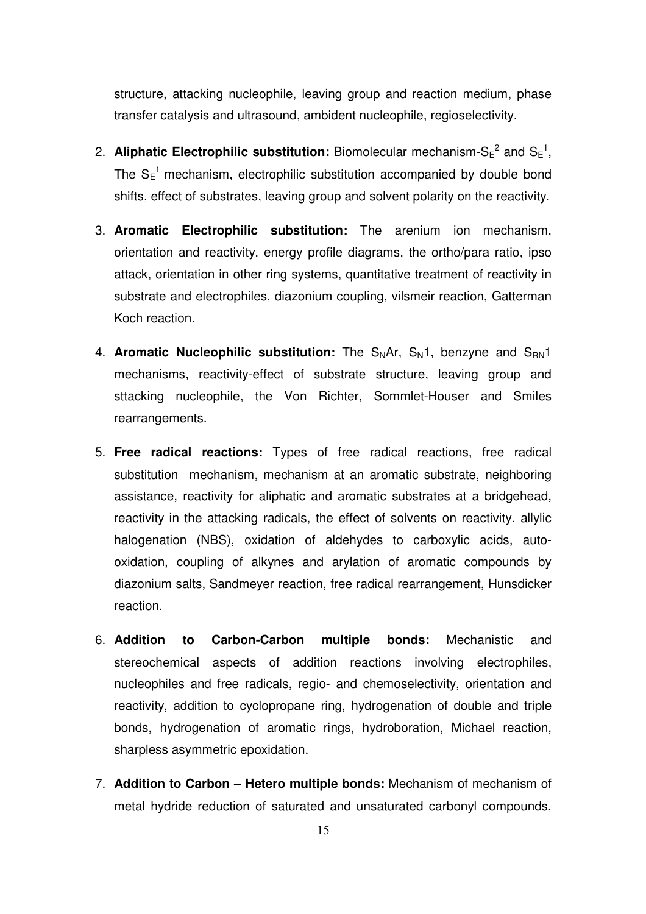structure, attacking nucleophile, leaving group and reaction medium, phase transfer catalysis and ultrasound, ambident nucleophile, regioselectivity.

2. **Aliphatic Electrophilic substitution:** Biomolecular mechanism-$S_E^2$ and $S_E^1$, The $S_E^1$ mechanism, electrophilic substitution accompanied by double bond shifts, effect of substrates, leaving group and solvent polarity on the reactivity.

3. **Aromatic Electrophilic substitution:** The arenium ion mechanism, orientation and reactivity, energy profile diagrams, the ortho/para ratio, ipso attack, orientation in other ring systems, quantitative treatment of reactivity in substrate and electrophiles, diazonium coupling, vilsmeir reaction, Gatterman Koch reaction.

4. **Aromatic Nucleophilic substitution:** The $S_NAr$, $S_N1$, benzyne and $S_{RN}1$ mechanisms, reactivity-effect of substrate structure, leaving group and sttacking nucleophile, the Von Richter, Sommlet-Houser and Smiles rearrangements.

5. **Free radical reactions:** Types of free radical reactions, free radical substitution mechanism, mechanism at an aromatic substrate, neighboring assistance, reactivity for aliphatic and aromatic substrates at a bridgehead, reactivity in the attacking radicals, the effect of solvents on reactivity. allylic halogenation (NBS), oxidation of aldehydes to carboxylic acids, auto-oxidation, coupling of alkynes and arylation of aromatic compounds by diazonium salts, Sandmeyer reaction, free radical rearrangement, Hunsdicker reaction.

6. **Addition to Carbon-Carbon multiple bonds:** Mechanistic and stereochemical aspects of addition reactions involving electrophiles, nucleophiles and free radicals, regio- and chemoselectivity, orientation and reactivity, addition to cyclopropane ring, hydrogenation of double and triple bonds, hydrogenation of aromatic rings, hydroboration, Michael reaction, sharpless asymmetric epoxidation.

7. **Addition to Carbon – Hetero multiple bonds:** Mechanism of mechanism of metal hydride reduction of saturated and unsaturated carbonyl compounds,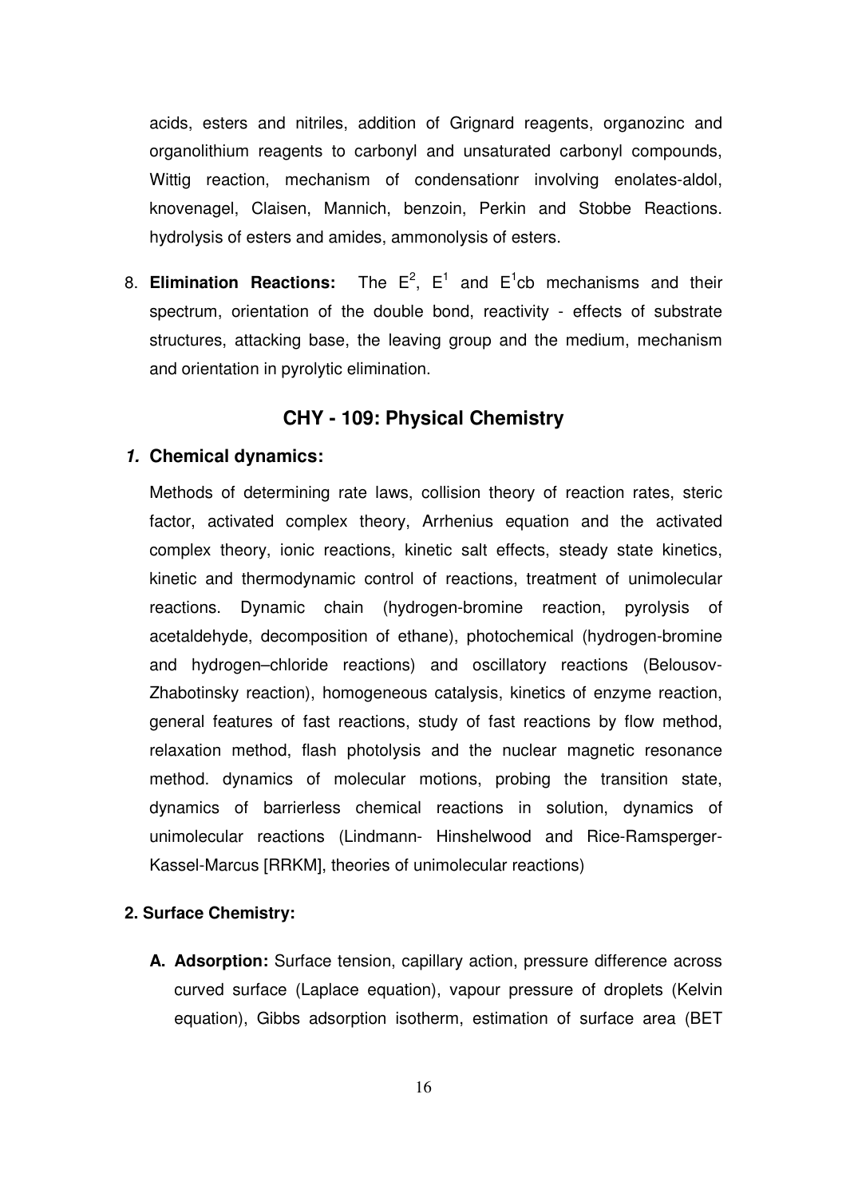acids, esters and nitriles, addition of Grignard reagents, organozinc and organolithium reagents to carbonyl and unsaturated carbonyl compounds, Wittig reaction, mechanism of condensationr involving enolates-aldol, knovenagel, Claisen, Mannich, benzoin, Perkin and Stobbe Reactions. hydrolysis of esters and amides, ammonolysis of esters.

8. **Elimination Reactions:** The $E^2$, $E^1$ and $E^1$cb mechanisms and their spectrum, orientation of the double bond, reactivity - effects of substrate structures, attacking base, the leaving group and the medium, mechanism and orientation in pyrolytic elimination.

## CHY - 109: Physical Chemistry

### *1.* Chemical dynamics:

Methods of determining rate laws, collision theory of reaction rates, steric factor, activated complex theory, Arrhenius equation and the activated complex theory, ionic reactions, kinetic salt effects, steady state kinetics, kinetic and thermodynamic control of reactions, treatment of unimolecular reactions. Dynamic chain (hydrogen-bromine reaction, pyrolysis of acetaldehyde, decomposition of ethane), photochemical (hydrogen-bromine and hydrogen–chloride reactions) and oscillatory reactions (Belousov-Zhabotinsky reaction), homogeneous catalysis, kinetics of enzyme reaction, general features of fast reactions, study of fast reactions by flow method, relaxation method, flash photolysis and the nuclear magnetic resonance method. dynamics of molecular motions, probing the transition state, dynamics of barrierless chemical reactions in solution, dynamics of unimolecular reactions (Lindmann- Hinshelwood and Rice-Ramsperger-Kassel-Marcus [RRKM], theories of unimolecular reactions)

### 2. Surface Chemistry:

**A. Adsorption:** Surface tension, capillary action, pressure difference across curved surface (Laplace equation), vapour pressure of droplets (Kelvin equation), Gibbs adsorption isotherm, estimation of surface area (BET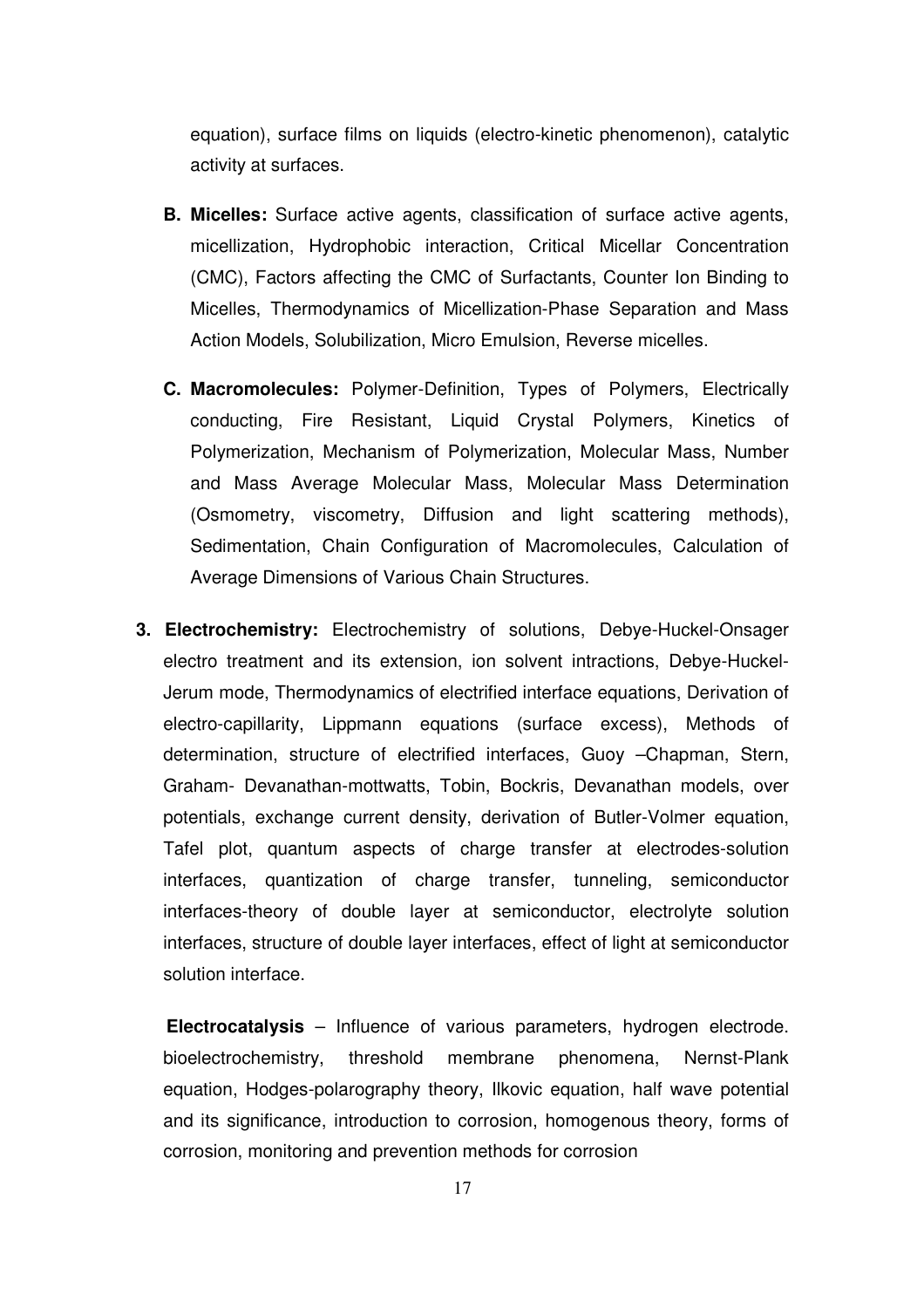equation), surface films on liquids (electro-kinetic phenomenon), catalytic activity at surfaces.

**B. Micelles:** Surface active agents, classification of surface active agents, micellization, Hydrophobic interaction, Critical Micellar Concentration (CMC), Factors affecting the CMC of Surfactants, Counter Ion Binding to Micelles, Thermodynamics of Micellization-Phase Separation and Mass Action Models, Solubilization, Micro Emulsion, Reverse micelles.

**C. Macromolecules:** Polymer-Definition, Types of Polymers, Electrically conducting, Fire Resistant, Liquid Crystal Polymers, Kinetics of Polymerization, Mechanism of Polymerization, Molecular Mass, Number and Mass Average Molecular Mass, Molecular Mass Determination (Osmometry, viscometry, Diffusion and light scattering methods), Sedimentation, Chain Configuration of Macromolecules, Calculation of Average Dimensions of Various Chain Structures.

**3. Electrochemistry:** Electrochemistry of solutions, Debye-Huckel-Onsager electro treatment and its extension, ion solvent intractions, Debye-Huckel-Jerum mode, Thermodynamics of electrified interface equations, Derivation of electro-capillarity, Lippmann equations (surface excess), Methods of determination, structure of electrified interfaces, Guoy –Chapman, Stern, Graham- Devanathan-mottwatts, Tobin, Bockris, Devanathan models, over potentials, exchange current density, derivation of Butler-Volmer equation, Tafel plot, quantum aspects of charge transfer at electrodes-solution interfaces, quantization of charge transfer, tunneling, semiconductor interfaces-theory of double layer at semiconductor, electrolyte solution interfaces, structure of double layer interfaces, effect of light at semiconductor solution interface.

**Electrocatalysis** – Influence of various parameters, hydrogen electrode. bioelectrochemistry, threshold membrane phenomena, Nernst-Plank equation, Hodges-polarography theory, Ilkovic equation, half wave potential and its significance, introduction to corrosion, homogenous theory, forms of corrosion, monitoring and prevention methods for corrosion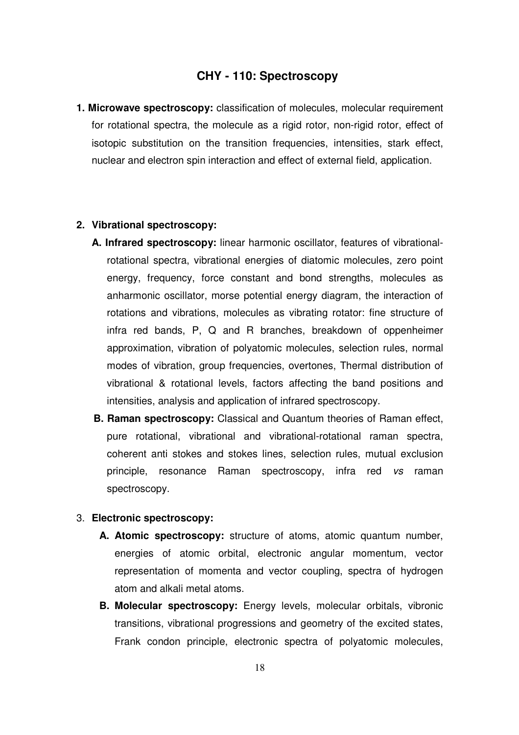## CHY - 110: Spectroscopy

**1. Microwave spectroscopy:** classification of molecules, molecular requirement for rotational spectra, the molecule as a rigid rotor, non-rigid rotor, effect of isotopic substitution on the transition frequencies, intensities, stark effect, nuclear and electron spin interaction and effect of external field, application.

**2. Vibrational spectroscopy:**

**A. Infrared spectroscopy:** linear harmonic oscillator, features of vibrational-rotational spectra, vibrational energies of diatomic molecules, zero point energy, frequency, force constant and bond strengths, molecules as anharmonic oscillator, morse potential energy diagram, the interaction of rotations and vibrations, molecules as vibrating rotator: fine structure of infra red bands, P, Q and R branches, breakdown of oppenheimer approximation, vibration of polyatomic molecules, selection rules, normal modes of vibration, group frequencies, overtones, Thermal distribution of vibrational & rotational levels, factors affecting the band positions and intensities, analysis and application of infrared spectroscopy.

**B. Raman spectroscopy:** Classical and Quantum theories of Raman effect, pure rotational, vibrational and vibrational-rotational raman spectra, coherent anti stokes and stokes lines, selection rules, mutual exclusion principle, resonance Raman spectroscopy, infra red *vs* raman spectroscopy.

3. **Electronic spectroscopy:**

**A. Atomic spectroscopy:** structure of atoms, atomic quantum number, energies of atomic orbital, electronic angular momentum, vector representation of momenta and vector coupling, spectra of hydrogen atom and alkali metal atoms.

**B. Molecular spectroscopy:** Energy levels, molecular orbitals, vibronic transitions, vibrational progressions and geometry of the excited states, Frank condon principle, electronic spectra of polyatomic molecules,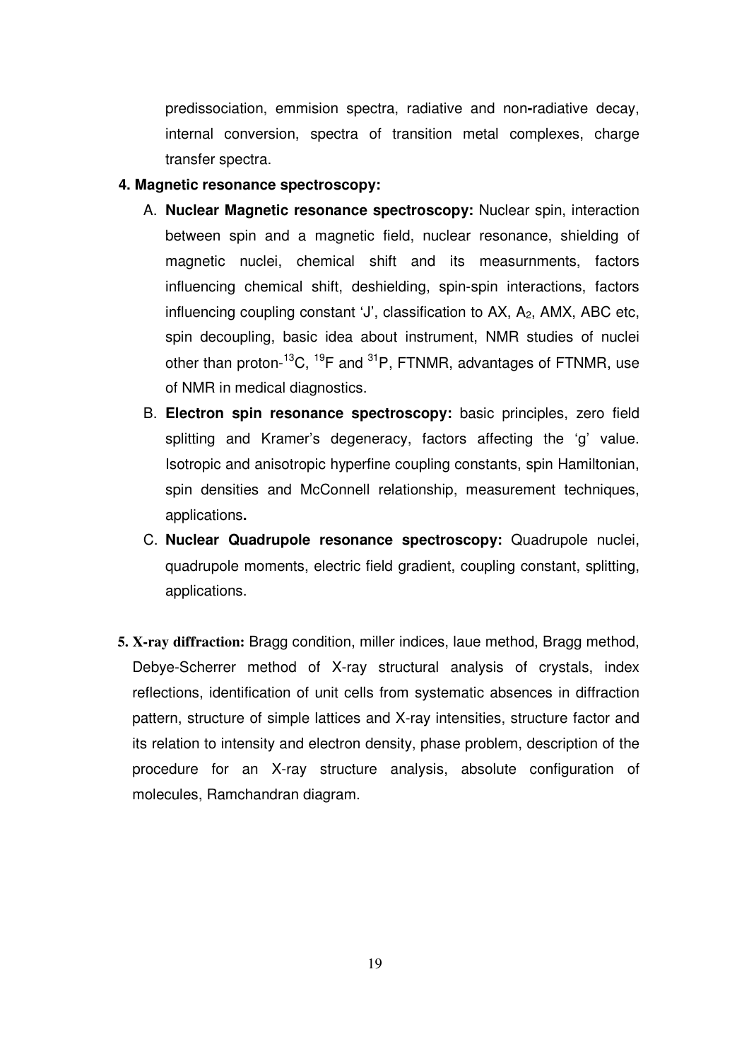predissociation, emmision spectra, radiative and non-radiative decay, internal conversion, spectra of transition metal complexes, charge transfer spectra.

**4. Magnetic resonance spectroscopy:**

A. **Nuclear Magnetic resonance spectroscopy:** Nuclear spin, interaction between spin and a magnetic field, nuclear resonance, shielding of magnetic nuclei, chemical shift and its measurnments, factors influencing chemical shift, deshielding, spin-spin interactions, factors influencing coupling constant 'J', classification to AX, $A_2$, AMX, ABC etc, spin decoupling, basic idea about instrument, NMR studies of nuclei other than proton-$^{13}C$, $^{19}F$ and $^{31}P$, FTNMR, advantages of FTNMR, use of NMR in medical diagnostics.

B. **Electron spin resonance spectroscopy:** basic principles, zero field splitting and Kramer's degeneracy, factors affecting the 'g' value. Isotropic and anisotropic hyperfine coupling constants, spin Hamiltonian, spin densities and McConnell relationship, measurement techniques, applications**.**

C. **Nuclear Quadrupole resonance spectroscopy:** Quadrupole nuclei, quadrupole moments, electric field gradient, coupling constant, splitting, applications.

**5. X-ray diffraction:** Bragg condition, miller indices, laue method, Bragg method, Debye-Scherrer method of X-ray structural analysis of crystals, index reflections, identification of unit cells from systematic absences in diffraction pattern, structure of simple lattices and X-ray intensities, structure factor and its relation to intensity and electron density, phase problem, description of the procedure for an X-ray structure analysis, absolute configuration of molecules, Ramchandran diagram.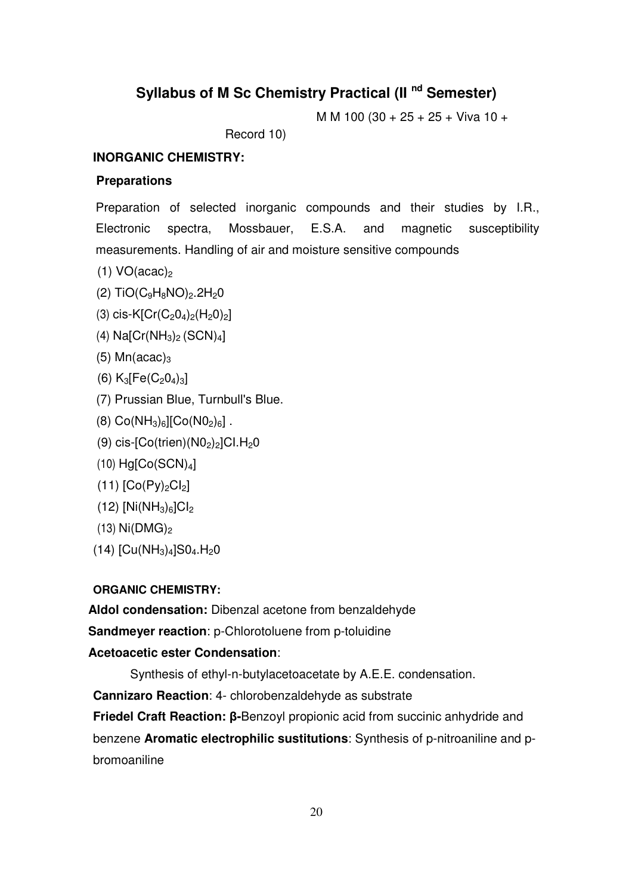# Syllabus of M Sc Chemistry Practical (II[nd] Semester)

M M 100 (30 + 25 + 25 + Viva 10 + Record 10)

### INORGANIC CHEMISTRY:

#### Preparations

Preparation of selected inorganic compounds and their studies by I.R., Electronic spectra, Mossbauer, E.S.A. and magnetic susceptibility measurements. Handling of air and moisture sensitive compounds

(1) $VO(acac)_2$

(2) $TiO(C_9H_8NO)_2.2H_20$

(3) cis-$K[Cr(C_20_4)_2(H_20)_2]$

(4) $Na[Cr(NH_3)_2 (SCN)_4]$

(5) $Mn(acac)_3$

(6) $K_3[Fe(C_20_4)_3]$

(7) Prussian Blue, Turnbull's Blue.

(8) $Co(NH_3)_6][Co(N0_2)_6]$ .

(9) cis-$[Co(trien)(N0_2)_2]Cl.H_20$

(10) $Hg[Co(SCN)_4]$

(11) $[Co(Py)_2Cl_2]$

(12) $[Ni(NH_3)_6]Cl_2$

(13) $Ni(DMG)_2$

(14) $[Cu(NH_3)_4]S0_4.H_20$

### ORGANIC CHEMISTRY:

**Aldol condensation:** Dibenzal acetone from benzaldehyde

**Sandmeyer reaction**: p-Chlorotoluene from p-toluidine

**Acetoacetic ester Condensation**:

Synthesis of ethyl-n-butylacetoacetate by A.E.E. condensation.

**Cannizaro Reaction**: 4- chlorobenzaldehyde as substrate

**Friedel Craft Reaction: β-**Benzoyl propionic acid from succinic anhydride and benzene **Aromatic electrophilic sustitutions**: Synthesis of p-nitroaniline and p-bromoaniline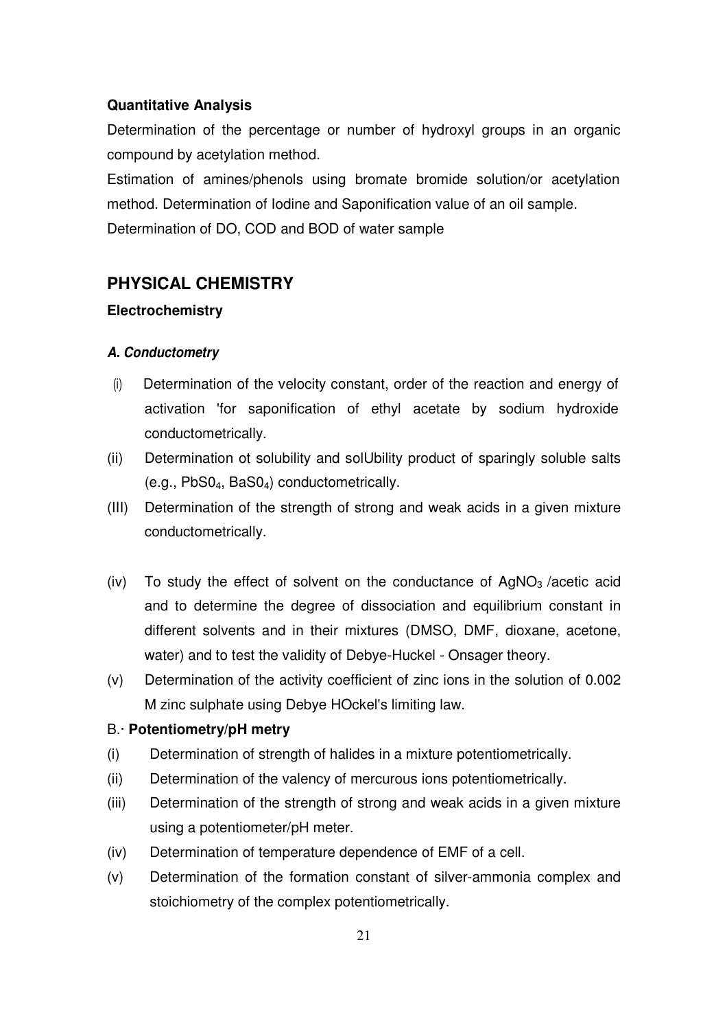**Quantitative Analysis**

Determination of the percentage or number of hydroxyl groups in an organic compound by acetylation method.

Estimation of amines/phenols using bromate bromide solution/or acetylation method. Determination of Iodine and Saponification value of an oil sample.

Determination of DO, COD and BOD of water sample

## PHYSICAL CHEMISTRY

### Electrochemistry

#### *A. Conductometry*

(i) Determination of the velocity constant, order of the reaction and energy of activation 'for saponification of ethyl acetate by sodium hydroxide conductometrically.

(ii) Determination ot solubility and solUbility product of sparingly soluble salts (e.g., $PbS0_4$, $BaS0_4$) conductometrically.

(III) Determination of the strength of strong and weak acids in a given mixture conductometrically.

(iv) To study the effect of solvent on the conductance of $AgNO_3$ /acetic acid and to determine the degree of dissociation and equilibrium constant in different solvents and in their mixtures (DMSO, DMF, dioxane, acetone, water) and to test the validity of Debye-Huckel - Onsager theory.

(v) Determination of the activity coefficient of zinc ions in the solution of 0.002 M zinc sulphate using Debye HOckel's limiting law.

#### B.· **Potentiometry/pH metry**

(i) Determination of strength of halides in a mixture potentiometrically.

(ii) Determination of the valency of mercurous ions potentiometrically.

(iii) Determination of the strength of strong and weak acids in a given mixture using a potentiometer/pH meter.

(iv) Determination of temperature dependence of EMF of a cell.

(v) Determination of the formation constant of silver-ammonia complex and stoichiometry of the complex potentiometrically.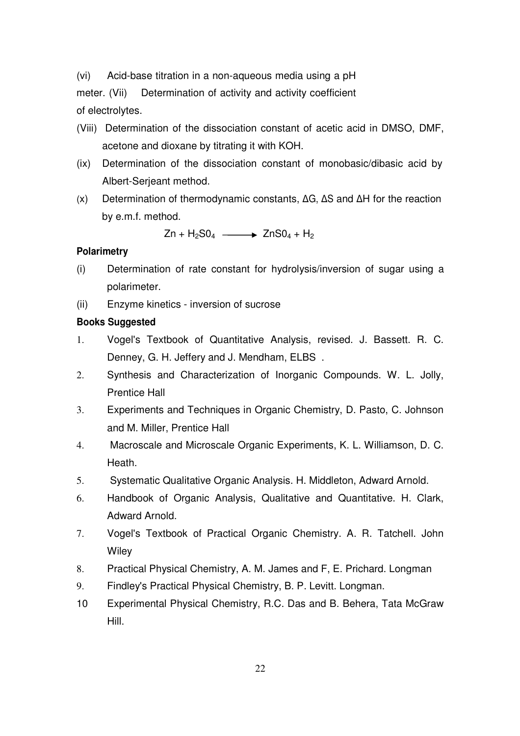(vi) Acid-base titration in a non-aqueous media using a pH meter. (Vii) Determination of activity and activity coefficient of electrolytes.

(Viii) Determination of the dissociation constant of acetic acid in DMSO, DMF, acetone and dioxane by titrating it with KOH.

(ix) Determination of the dissociation constant of monobasic/dibasic acid by Albert-Serjeant method.

(x) Determination of thermodynamic constants, ΔG, ΔS and ΔH for the reaction by e.m.f. method.

$$Zn + H_2SO_4 \longrightarrow ZnSO_4 + H_2$$

**Polarimetry**

(i) Determination of rate constant for hydrolysis/inversion of sugar using a polarimeter.

(ii) Enzyme kinetics - inversion of sucrose

**Books Suggested**

1. Vogel's Textbook of Quantitative Analysis, revised. J. Bassett. R. C. Denney, G. H. Jeffery and J. Mendham, ELBS .
2. Synthesis and Characterization of Inorganic Compounds. W. L. Jolly, Prentice Hall
3. Experiments and Techniques in Organic Chemistry, D. Pasto, C. Johnson and M. Miller, Prentice Hall
4. Macroscale and Microscale Organic Experiments, K. L. Williamson, D. C. Heath.
5. Systematic Qualitative Organic Analysis. H. Middleton, Adward Arnold.
6. Handbook of Organic Analysis, Qualitative and Quantitative. H. Clark, Adward Arnold.
7. Vogel's Textbook of Practical Organic Chemistry. A. R. Tatchell. John Wiley
8. Practical Physical Chemistry, A. M. James and F, E. Prichard. Longman
9. Findley's Practical Physical Chemistry, B. P. Levitt. Longman.
10. Experimental Physical Chemistry, R.C. Das and B. Behera, Tata McGraw Hill.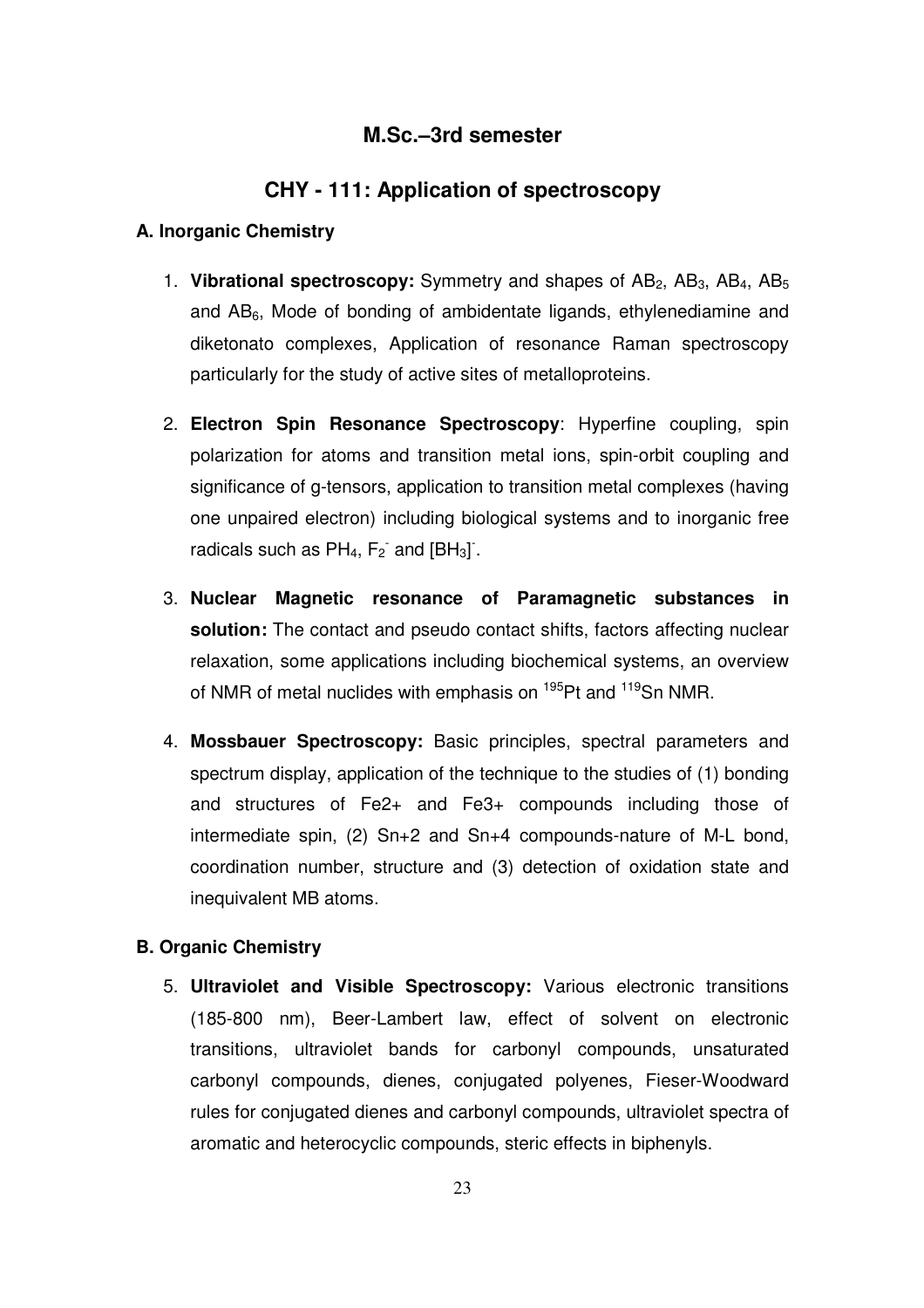## M.Sc.–3rd semester

## CHY - 111: Application of spectroscopy

### A. Inorganic Chemistry

1. **Vibrational spectroscopy:** Symmetry and shapes of $AB_2$, $AB_3$, $AB_4$, $AB_5$ and $AB_6$, Mode of bonding of ambidentate ligands, ethylenediamine and diketonato complexes, Application of resonance Raman spectroscopy particularly for the study of active sites of metalloproteins.

2. **Electron Spin Resonance Spectroscopy**: Hyperfine coupling, spin polarization for atoms and transition metal ions, spin-orbit coupling and significance of g-tensors, application to transition metal complexes (having one unpaired electron) including biological systems and to inorganic free radicals such as $PH_4$, $F_2^-$ and $[BH_3]^-$.

3. **Nuclear Magnetic resonance of Paramagnetic substances in solution:** The contact and pseudo contact shifts, factors affecting nuclear relaxation, some applications including biochemical systems, an overview of NMR of metal nuclides with emphasis on $^{195}Pt$ and $^{119}Sn$ NMR.

4. **Mossbauer Spectroscopy:** Basic principles, spectral parameters and spectrum display, application of the technique to the studies of (1) bonding and structures of Fe2+ and Fe3+ compounds including those of intermediate spin, (2) Sn+2 and Sn+4 compounds-nature of M-L bond, coordination number, structure and (3) detection of oxidation state and inequivalent MB atoms.

### B. Organic Chemistry

5. **Ultraviolet and Visible Spectroscopy:** Various electronic transitions (185-800 nm), Beer-Lambert law, effect of solvent on electronic transitions, ultraviolet bands for carbonyl compounds, unsaturated carbonyl compounds, dienes, conjugated polyenes, Fieser-Woodward rules for conjugated dienes and carbonyl compounds, ultraviolet spectra of aromatic and heterocyclic compounds, steric effects in biphenyls.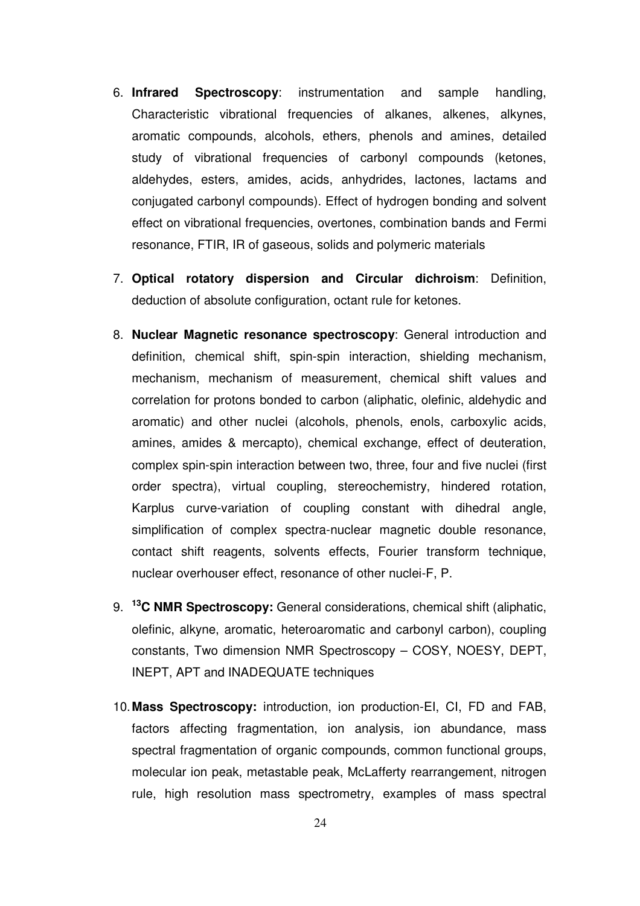6. **Infrared Spectroscopy**: instrumentation and sample handling, Characteristic vibrational frequencies of alkanes, alkenes, alkynes, aromatic compounds, alcohols, ethers, phenols and amines, detailed study of vibrational frequencies of carbonyl compounds (ketones, aldehydes, esters, amides, acids, anhydrides, lactones, lactams and conjugated carbonyl compounds). Effect of hydrogen bonding and solvent effect on vibrational frequencies, overtones, combination bands and Fermi resonance, FTIR, IR of gaseous, solids and polymeric materials

7. **Optical rotatory dispersion and Circular dichroism**: Definition, deduction of absolute configuration, octant rule for ketones.

8. **Nuclear Magnetic resonance spectroscopy**: General introduction and definition, chemical shift, spin-spin interaction, shielding mechanism, mechanism, mechanism of measurement, chemical shift values and correlation for protons bonded to carbon (aliphatic, olefinic, aldehydic and aromatic) and other nuclei (alcohols, phenols, enols, carboxylic acids, amines, amides & mercapto), chemical exchange, effect of deuteration, complex spin-spin interaction between two, three, four and five nuclei (first order spectra), virtual coupling, stereochemistry, hindered rotation, Karplus curve-variation of coupling constant with dihedral angle, simplification of complex spectra-nuclear magnetic double resonance, contact shift reagents, solvents effects, Fourier transform technique, nuclear overhouser effect, resonance of other nuclei-F, P.

9. **$^{13}$C NMR Spectroscopy:** General considerations, chemical shift (aliphatic, olefinic, alkyne, aromatic, heteroaromatic and carbonyl carbon), coupling constants, Two dimension NMR Spectroscopy – COSY, NOESY, DEPT, INEPT, APT and INADEQUATE techniques

10. **Mass Spectroscopy:** introduction, ion production-EI, CI, FD and FAB, factors affecting fragmentation, ion analysis, ion abundance, mass spectral fragmentation of organic compounds, common functional groups, molecular ion peak, metastable peak, McLafferty rearrangement, nitrogen rule, high resolution mass spectrometry, examples of mass spectral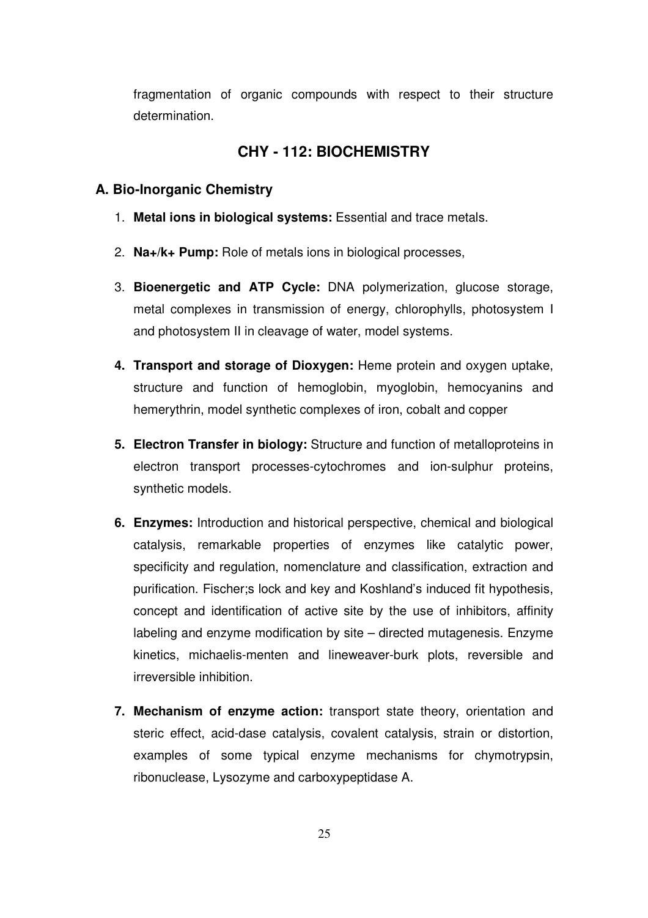fragmentation of organic compounds with respect to their structure determination.

## CHY - 112: BIOCHEMISTRY

### A. Bio-Inorganic Chemistry

1. **Metal ions in biological systems:** Essential and trace metals.
2. **Na+/k+ Pump:** Role of metals ions in biological processes,
3. **Bioenergetic and ATP Cycle:** DNA polymerization, glucose storage, metal complexes in transmission of energy, chlorophylls, photosystem I and photosystem II in cleavage of water, model systems.
4. **Transport and storage of Dioxygen:** Heme protein and oxygen uptake, structure and function of hemoglobin, myoglobin, hemocyanins and hemerythrin, model synthetic complexes of iron, cobalt and copper
5. **Electron Transfer in biology:** Structure and function of metalloproteins in electron transport processes-cytochromes and ion-sulphur proteins, synthetic models.
6. **Enzymes:** Introduction and historical perspective, chemical and biological catalysis, remarkable properties of enzymes like catalytic power, specificity and regulation, nomenclature and classification, extraction and purification. Fischer;s lock and key and Koshland's induced fit hypothesis, concept and identification of active site by the use of inhibitors, affinity labeling and enzyme modification by site – directed mutagenesis. Enzyme kinetics, michaelis-menten and lineweaver-burk plots, reversible and irreversible inhibition.
7. **Mechanism of enzyme action:** transport state theory, orientation and steric effect, acid-dase catalysis, covalent catalysis, strain or distortion, examples of some typical enzyme mechanisms for chymotrypsin, ribonuclease, Lysozyme and carboxypeptidase A.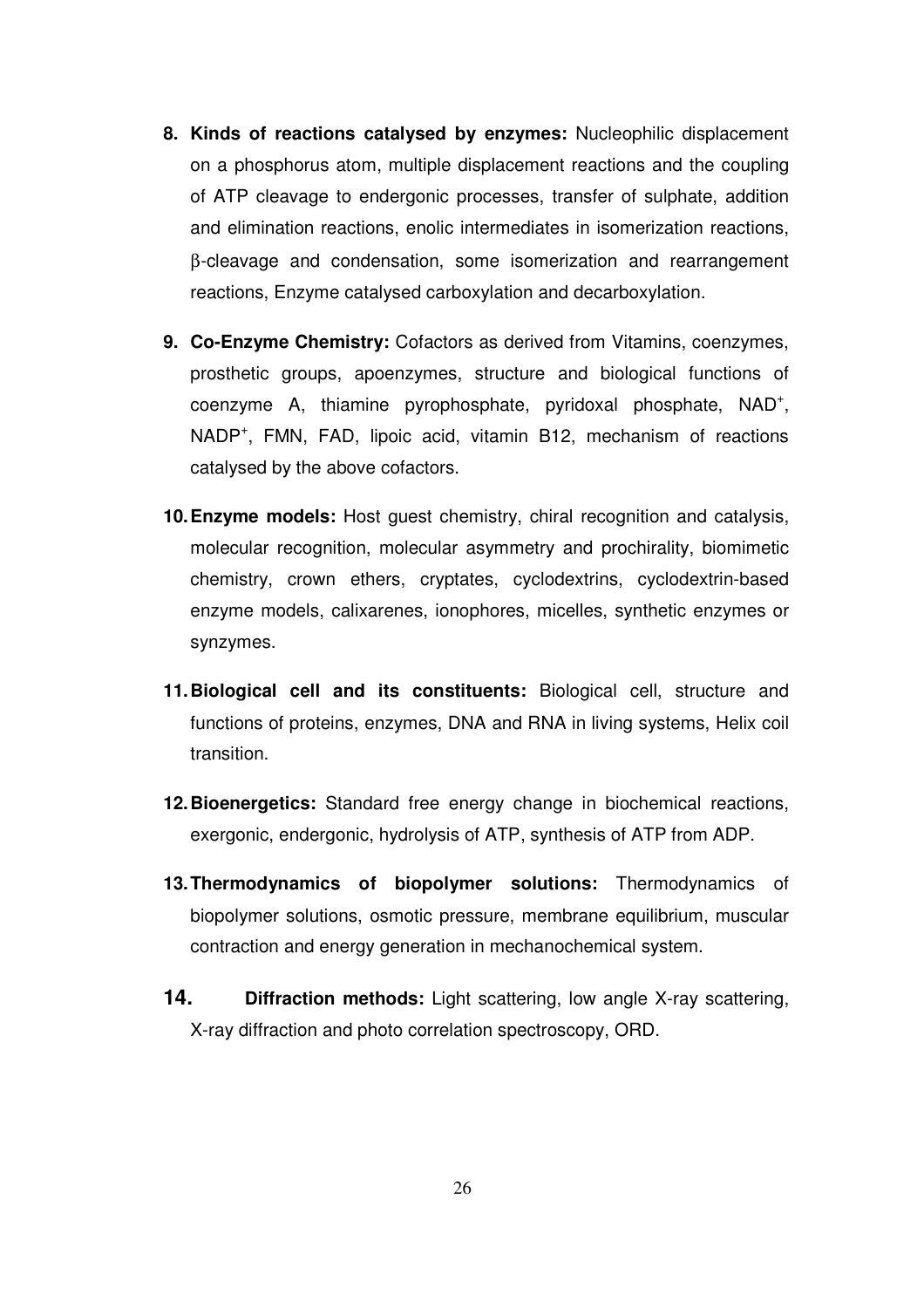8. **Kinds of reactions catalysed by enzymes:** Nucleophilic displacement on a phosphorus atom, multiple displacement reactions and the coupling of ATP cleavage to endergonic processes, transfer of sulphate, addition and elimination reactions, enolic intermediates in isomerization reactions, β-cleavage and condensation, some isomerization and rearrangement reactions, Enzyme catalysed carboxylation and decarboxylation.

9. **Co-Enzyme Chemistry:** Cofactors as derived from Vitamins, coenzymes, prosthetic groups, apoenzymes, structure and biological functions of coenzyme A, thiamine pyrophosphate, pyridoxal phosphate, $NAD^+$, $NADP^+$, FMN, FAD, lipoic acid, vitamin B12, mechanism of reactions catalysed by the above cofactors.

10. **Enzyme models:** Host guest chemistry, chiral recognition and catalysis, molecular recognition, molecular asymmetry and prochirality, biomimetic chemistry, crown ethers, cryptates, cyclodextrins, cyclodextrin-based enzyme models, calixarenes, ionophores, micelles, synthetic enzymes or synzymes.

11. **Biological cell and its constituents:** Biological cell, structure and functions of proteins, enzymes, DNA and RNA in living systems, Helix coil transition.

12. **Bioenergetics:** Standard free energy change in biochemical reactions, exergonic, endergonic, hydrolysis of ATP, synthesis of ATP from ADP.

13. **Thermodynamics of biopolymer solutions:** Thermodynamics of biopolymer solutions, osmotic pressure, membrane equilibrium, muscular contraction and energy generation in mechanochemical system.

14. **Diffraction methods:** Light scattering, low angle X-ray scattering, X-ray diffraction and photo correlation spectroscopy, ORD.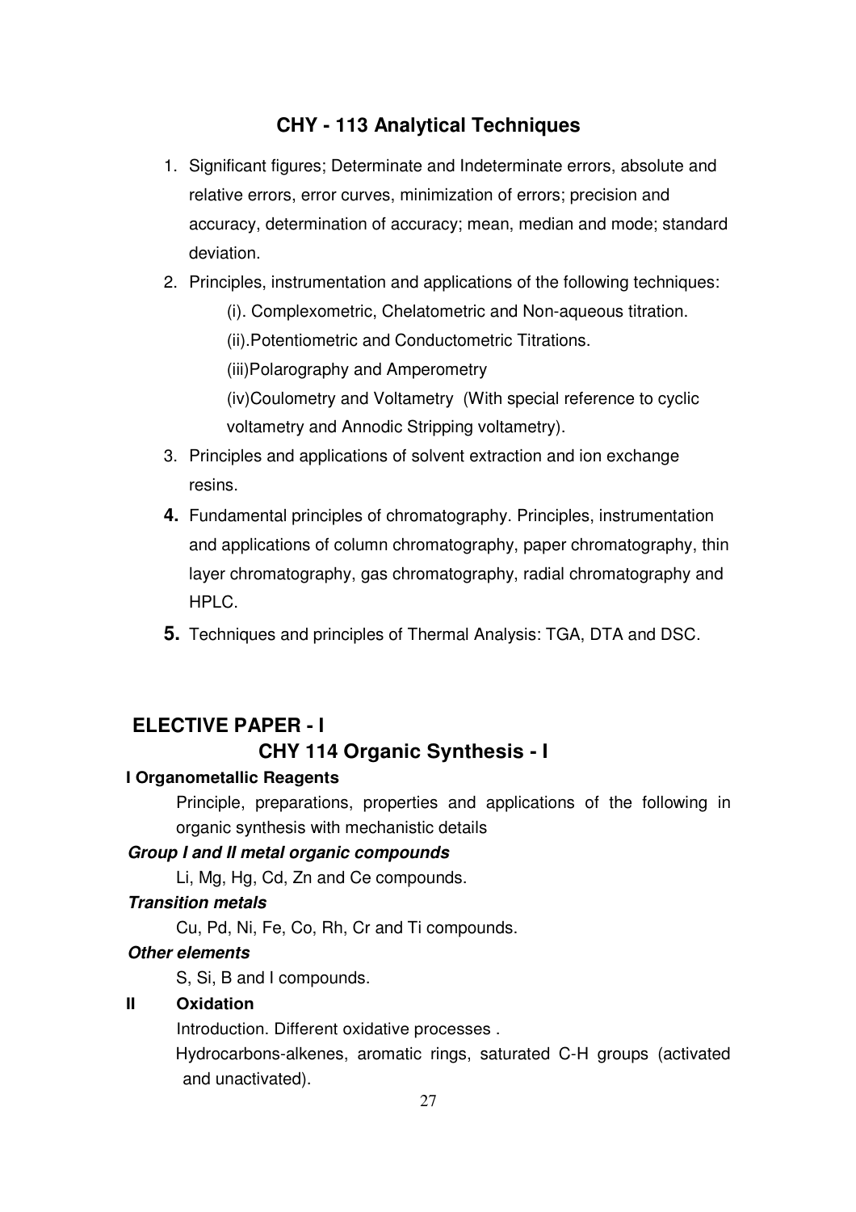## CHY - 113 Analytical Techniques

1. Significant figures; Determinate and Indeterminate errors, absolute and relative errors, error curves, minimization of errors; precision and accuracy, determination of accuracy; mean, median and mode; standard deviation.
2. Principles, instrumentation and applications of the following techniques:
   (i). Complexometric, Chelatometric and Non-aqueous titration.
   (ii).Potentiometric and Conductometric Titrations.
   (iii)Polarography and Amperometry
   (iv)Coulometry and Voltametry (With special reference to cyclic voltametry and Annodic Stripping voltametry).
3. Principles and applications of solvent extraction and ion exchange resins.
4. Fundamental principles of chromatography. Principles, instrumentation and applications of column chromatography, paper chromatography, thin layer chromatography, gas chromatography, radial chromatography and HPLC.
5. Techniques and principles of Thermal Analysis: TGA, DTA and DSC.

## ELECTIVE PAPER - I

## CHY 114 Organic Synthesis - I

**I Organometallic Reagents**

Principle, preparations, properties and applications of the following in organic synthesis with mechanistic details

***Group I and II metal organic compounds***

Li, Mg, Hg, Cd, Zn and Ce compounds.

***Transition metals***

Cu, Pd, Ni, Fe, Co, Rh, Cr and Ti compounds.

***Other elements***

S, Si, B and I compounds.

**II Oxidation**

Introduction. Different oxidative processes .

Hydrocarbons-alkenes, aromatic rings, saturated C-H groups (activated and unactivated).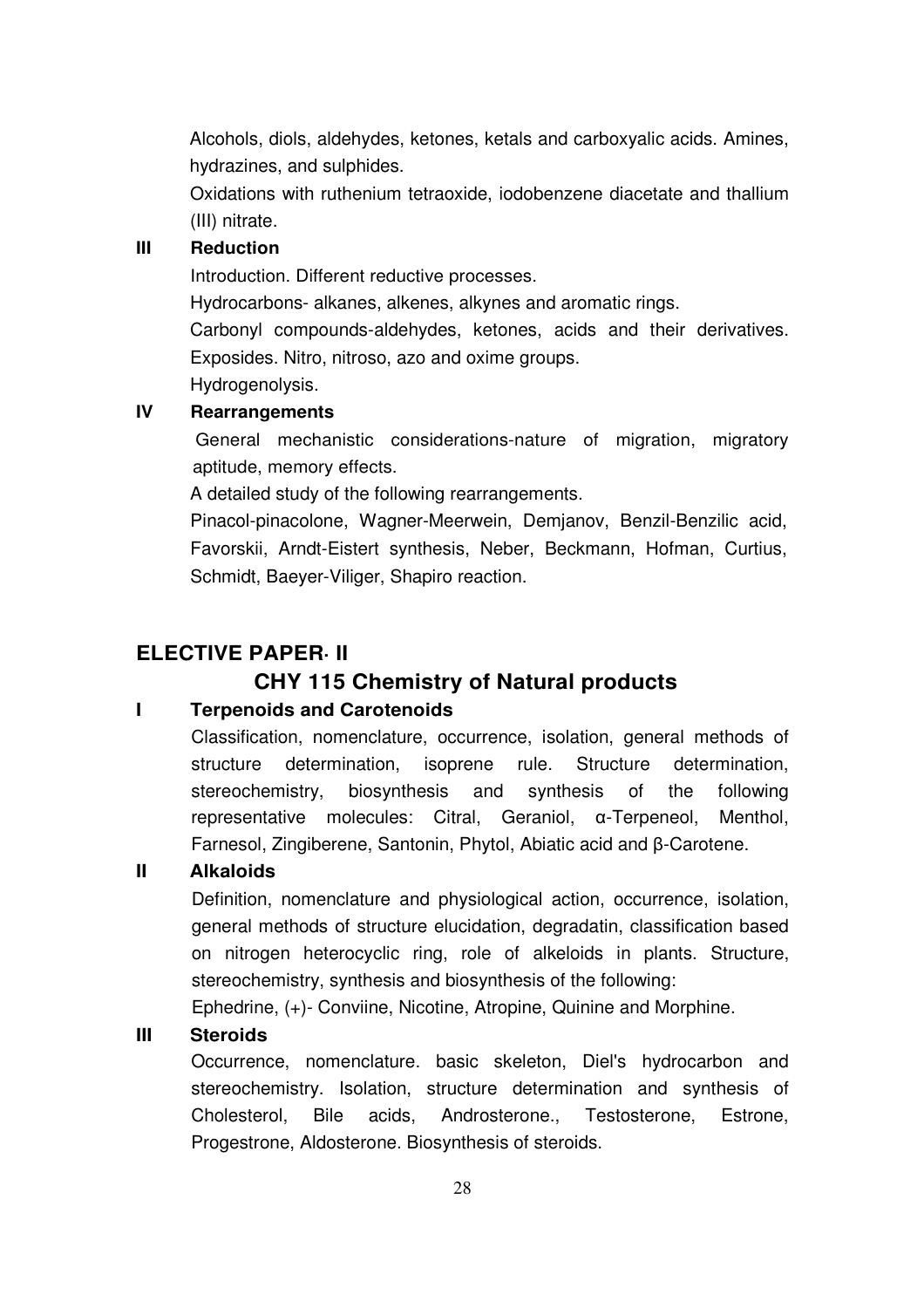Alcohols, diols, aldehydes, ketones, ketals and carboxyalic acids. Amines, hydrazines, and sulphides.

Oxidations with ruthenium tetraoxide, iodobenzene diacetate and thallium (III) nitrate.

**III Reduction**

Introduction. Different reductive processes.

Hydrocarbons- alkanes, alkenes, alkynes and aromatic rings.

Carbonyl compounds-aldehydes, ketones, acids and their derivatives. Exposides. Nitro, nitroso, azo and oxime groups.

Hydrogenolysis.

**IV Rearrangements**

General mechanistic considerations-nature of migration, migratory aptitude, memory effects.

A detailed study of the following rearrangements.

Pinacol-pinacolone, Wagner-Meerwein, Demjanov, Benzil-Benzilic acid, Favorskii, Arndt-Eistert synthesis, Neber, Beckmann, Hofman, Curtius, Schmidt, Baeyer-Viliger, Shapiro reaction.

## ELECTIVE PAPER- II

## CHY 115 Chemistry of Natural products

**I Terpenoids and Carotenoids**

Classification, nomenclature, occurrence, isolation, general methods of structure determination, isoprene rule. Structure determination, stereochemistry, biosynthesis and synthesis of the following representative molecules: Citral, Geraniol, α-Terpeneol, Menthol, Farnesol, Zingiberene, Santonin, Phytol, Abiatic acid and β-Carotene.

**II Alkaloids**

Definition, nomenclature and physiological action, occurrence, isolation, general methods of structure elucidation, degradatin, classification based on nitrogen heterocyclic ring, role of alkeloids in plants. Structure, stereochemistry, synthesis and biosynthesis of the following:

Ephedrine, (+)- Conviine, Nicotine, Atropine, Quinine and Morphine.

**III Steroids**

Occurrence, nomenclature. basic skeleton, Diel's hydrocarbon and stereochemistry. Isolation, structure determination and synthesis of Cholesterol, Bile acids, Androsterone., Testosterone, Estrone, Progestrone, Aldosterone. Biosynthesis of steroids.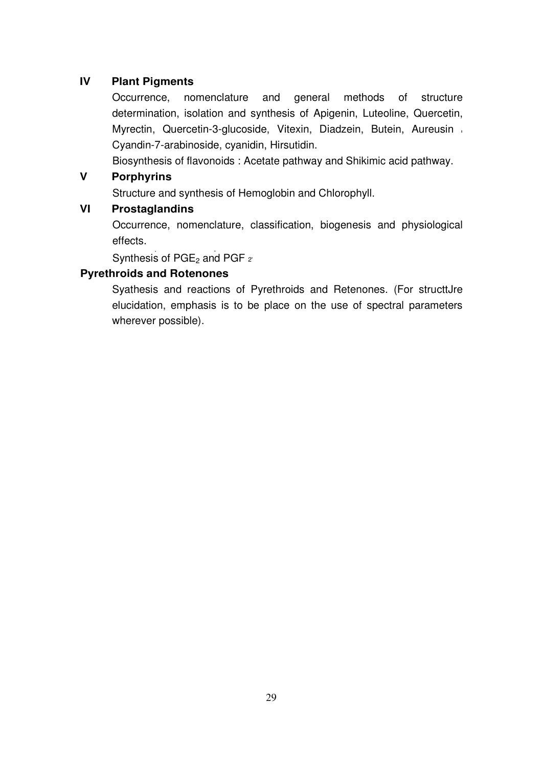## IV Plant Pigments

Occurrence, nomenclature and general methods of structure determination, isolation and synthesis of Apigenin, Luteoline, Quercetin, Myrectin, Quercetin-3-glucoside, Vitexin, Diadzein, Butein, Aureusin , Cyandin-7-arabinoside, cyanidin, Hirsutidin.

Biosynthesis of flavonoids : Acetate pathway and Shikimic acid pathway.

## V Porphyrins

Structure and synthesis of Hemoglobin and Chlorophyll.

## VI Prostaglandins

Occurrence, nomenclature, classification, biogenesis and physiological effects.

Synthesis of $PGE_2$ and $PGF_{2'}$

## Pyrethroids and Rotenones

Syathesis and reactions of Pyrethroids and Retenones. (For strucţtJre elucidation, emphasis is to be place on the use of spectral parameters wherever possible).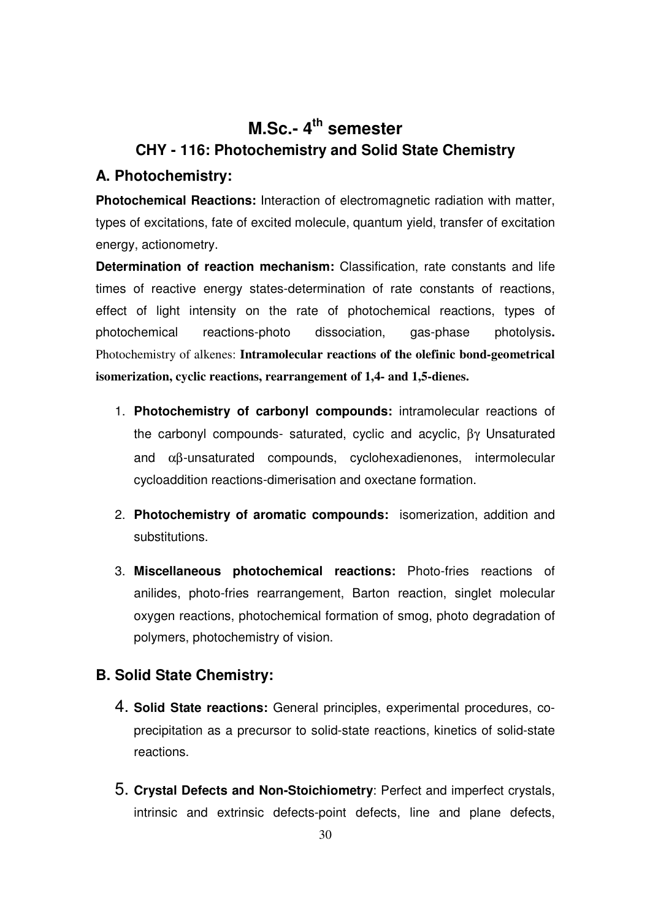# M.Sc.- 4th semester

## CHY - 116: Photochemistry and Solid State Chemistry

### A. Photochemistry:

**Photochemical Reactions:** Interaction of electromagnetic radiation with matter, types of excitations, fate of excited molecule, quantum yield, transfer of excitation energy, actionometry.

**Determination of reaction mechanism:** Classification, rate constants and life times of reactive energy states-determination of rate constants of reactions, effect of light intensity on the rate of photochemical reactions, types of photochemical reactions-photo dissociation, gas-phase photolysis**.** Photochemistry of alkenes: **Intramolecular reactions of the olefinic bond-geometrical isomerization, cyclic reactions, rearrangement of 1,4- and 1,5-dienes.**

1. **Photochemistry of carbonyl compounds:** intramolecular reactions of the carbonyl compounds- saturated, cyclic and acyclic, $\beta\gamma$ Unsaturated and $\alpha\beta$-unsaturated compounds, cyclohexadienones, intermolecular cycloaddition reactions-dimerisation and oxectane formation.
2. **Photochemistry of aromatic compounds:** isomerization, addition and substitutions.
3. **Miscellaneous photochemical reactions:** Photo-fries reactions of anilides, photo-fries rearrangement, Barton reaction, singlet molecular oxygen reactions, photochemical formation of smog, photo degradation of polymers, photochemistry of vision.

### B. Solid State Chemistry:

4. **Solid State reactions:** General principles, experimental procedures, co-precipitation as a precursor to solid-state reactions, kinetics of solid-state reactions.
5. **Crystal Defects and Non-Stoichiometry**: Perfect and imperfect crystals, intrinsic and extrinsic defects-point defects, line and plane defects,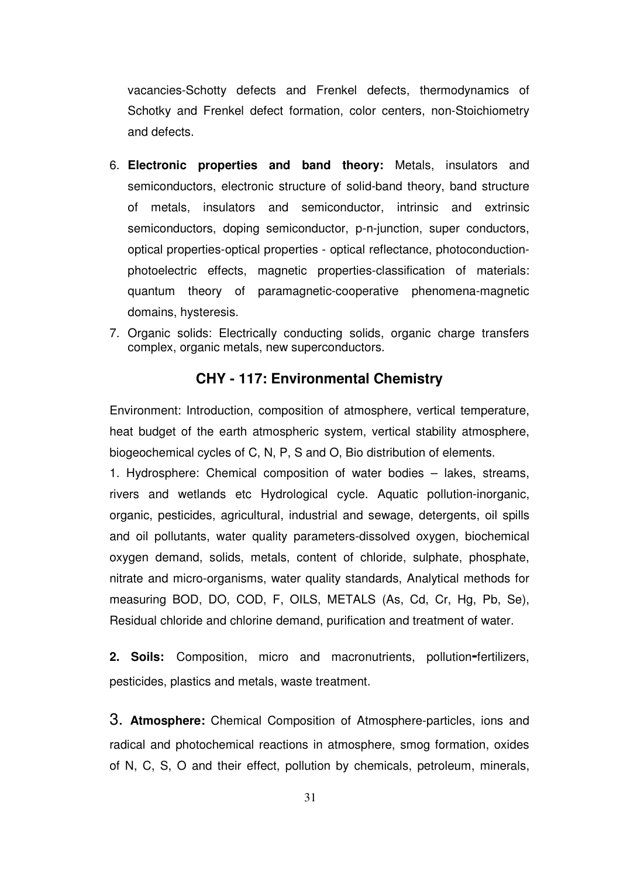vacancies-Schotty defects and Frenkel defects, thermodynamics of Schotky and Frenkel defect formation, color centers, non-Stoichiometry and defects.

6. **Electronic properties and band theory:** Metals, insulators and semiconductors, electronic structure of solid-band theory, band structure of metals, insulators and semiconductor, intrinsic and extrinsic semiconductors, doping semiconductor, p-n-junction, super conductors, optical properties-optical properties - optical reflectance, photoconduction-photoelectric effects, magnetic properties-classification of materials: quantum theory of paramagnetic-cooperative phenomena-magnetic domains, hysteresis.
7. Organic solids: Electrically conducting solids, organic charge transfers complex, organic metals, new superconductors.

## CHY - 117: Environmental Chemistry

Environment: Introduction, composition of atmosphere, vertical temperature, heat budget of the earth atmospheric system, vertical stability atmosphere, biogeochemical cycles of C, N, P, S and O, Bio distribution of elements.

1. Hydrosphere: Chemical composition of water bodies – lakes, streams, rivers and wetlands etc Hydrological cycle. Aquatic pollution-inorganic, organic, pesticides, agricultural, industrial and sewage, detergents, oil spills and oil pollutants, water quality parameters-dissolved oxygen, biochemical oxygen demand, solids, metals, content of chloride, sulphate, phosphate, nitrate and micro-organisms, water quality standards, Analytical methods for measuring BOD, DO, COD, F, OILS, METALS (As, Cd, Cr, Hg, Pb, Se), Residual chloride and chlorine demand, purification and treatment of water.

**2. Soils:** Composition, micro and macronutrients, pollution-fertilizers, pesticides, plastics and metals, waste treatment.

3. **Atmosphere:** Chemical Composition of Atmosphere-particles, ions and radical and photochemical reactions in atmosphere, smog formation, oxides of N, C, S, O and their effect, pollution by chemicals, petroleum, minerals,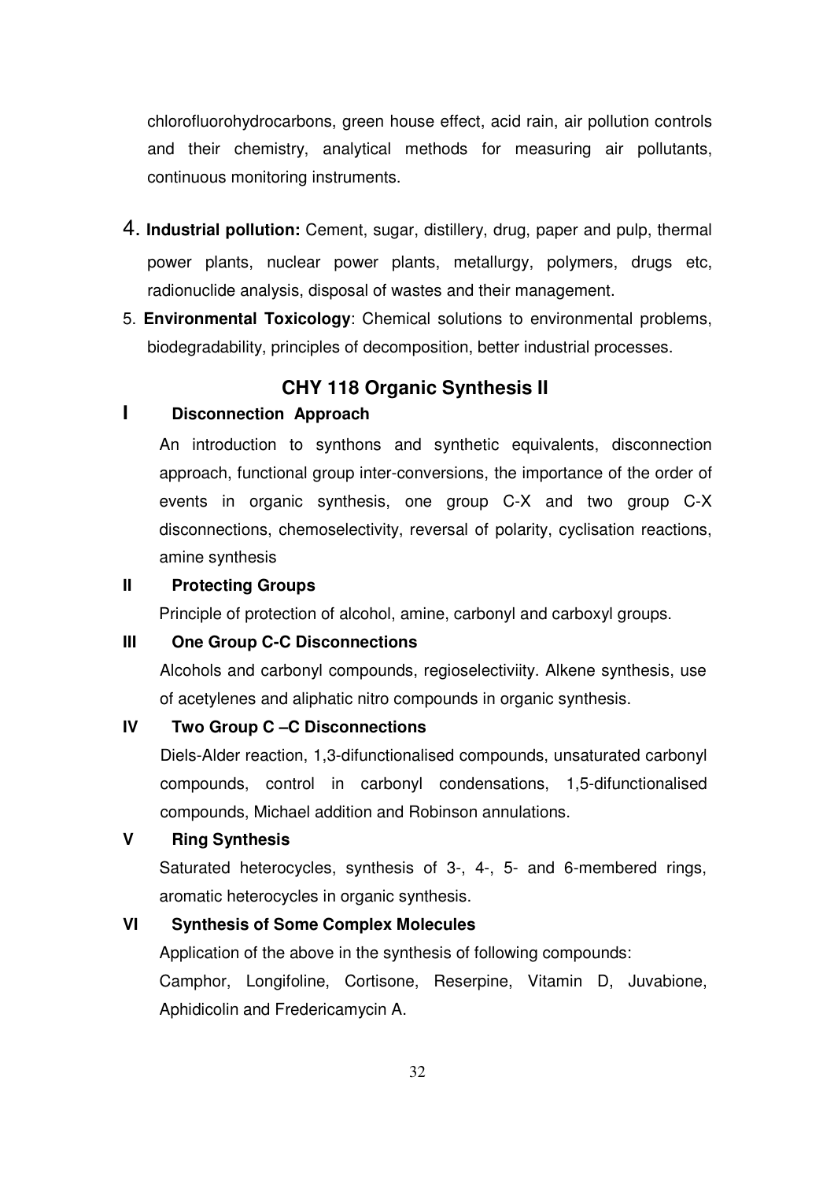chlorofluorohydrocarbons, green house effect, acid rain, air pollution controls and their chemistry, analytical methods for measuring air pollutants, continuous monitoring instruments.

4. **Industrial pollution:** Cement, sugar, distillery, drug, paper and pulp, thermal power plants, nuclear power plants, metallurgy, polymers, drugs etc, radionuclide analysis, disposal of wastes and their management.
5. **Environmental Toxicology**: Chemical solutions to environmental problems, biodegradability, principles of decomposition, better industrial processes.

## CHY 118 Organic Synthesis II

### I Disconnection Approach

An introduction to synthons and synthetic equivalents, disconnection approach, functional group inter-conversions, the importance of the order of events in organic synthesis, one group C-X and two group C-X disconnections, chemoselectivity, reversal of polarity, cyclisation reactions, amine synthesis

### II Protecting Groups

Principle of protection of alcohol, amine, carbonyl and carboxyl groups.

### III One Group C-C Disconnections

Alcohols and carbonyl compounds, regioselectiviity. Alkene synthesis, use of acetylenes and aliphatic nitro compounds in organic synthesis.

### IV Two Group C –C Disconnections

Diels-Alder reaction, 1,3-difunctionalised compounds, unsaturated carbonyl compounds, control in carbonyl condensations, 1,5-difunctionalised compounds, Michael addition and Robinson annulations.

### V Ring Synthesis

Saturated heterocycles, synthesis of 3-, 4-, 5- and 6-membered rings, aromatic heterocycles in organic synthesis.

### VI Synthesis of Some Complex Molecules

Application of the above in the synthesis of following compounds:

Camphor, Longifoline, Cortisone, Reserpine, Vitamin D, Juvabione, Aphidicolin and Fredericamycin A.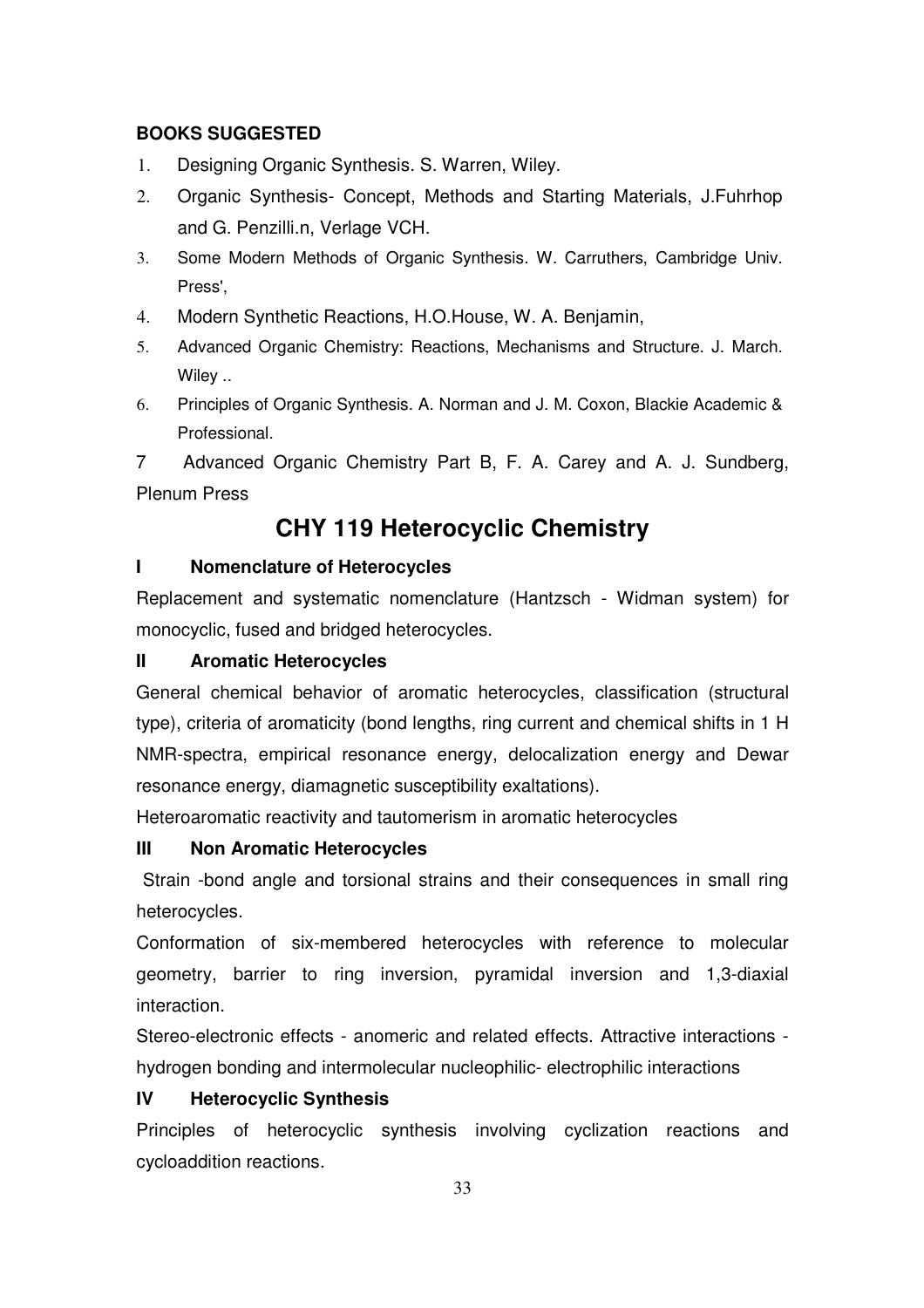**BOOKS SUGGESTED**

1. Designing Organic Synthesis. S. Warren, Wiley.
2. Organic Synthesis- Concept, Methods and Starting Materials, J.Fuhrhop and G. Penzilli.n, Verlage VCH.
3. Some Modern Methods of Organic Synthesis. W. Carruthers, Cambridge Univ. Press',
4. Modern Synthetic Reactions, H.O.House, W. A. Benjamin,
5. Advanced Organic Chemistry: Reactions, Mechanisms and Structure. J. March. Wiley ..
6. Principles of Organic Synthesis. A. Norman and J. M. Coxon, Blackie Academic & Professional.
7. Advanced Organic Chemistry Part B, F. A. Carey and A. J. Sundberg, Plenum Press

## CHY 119 Heterocyclic Chemistry

**I Nomenclature of Heterocycles**

Replacement and systematic nomenclature (Hantzsch - Widman system) for monocyclic, fused and bridged heterocycles.

**II Aromatic Heterocycles**

General chemical behavior of aromatic heterocycles, classification (structural type), criteria of aromaticity (bond lengths, ring current and chemical shifts in 1 H NMR-spectra, empirical resonance energy, delocalization energy and Dewar resonance energy, diamagnetic susceptibility exaltations).

Heteroaromatic reactivity and tautomerism in aromatic heterocycles

**III Non Aromatic Heterocycles**

Strain -bond angle and torsional strains and their consequences in small ring heterocycles.

Conformation of six-membered heterocycles with reference to molecular geometry, barrier to ring inversion, pyramidal inversion and 1,3-diaxial interaction.

Stereo-electronic effects - anomeric and related effects. Attractive interactions - hydrogen bonding and intermolecular nucleophilic- electrophilic interactions

**IV Heterocyclic Synthesis**

Principles of heterocyclic synthesis involving cyclization reactions and cycloaddition reactions.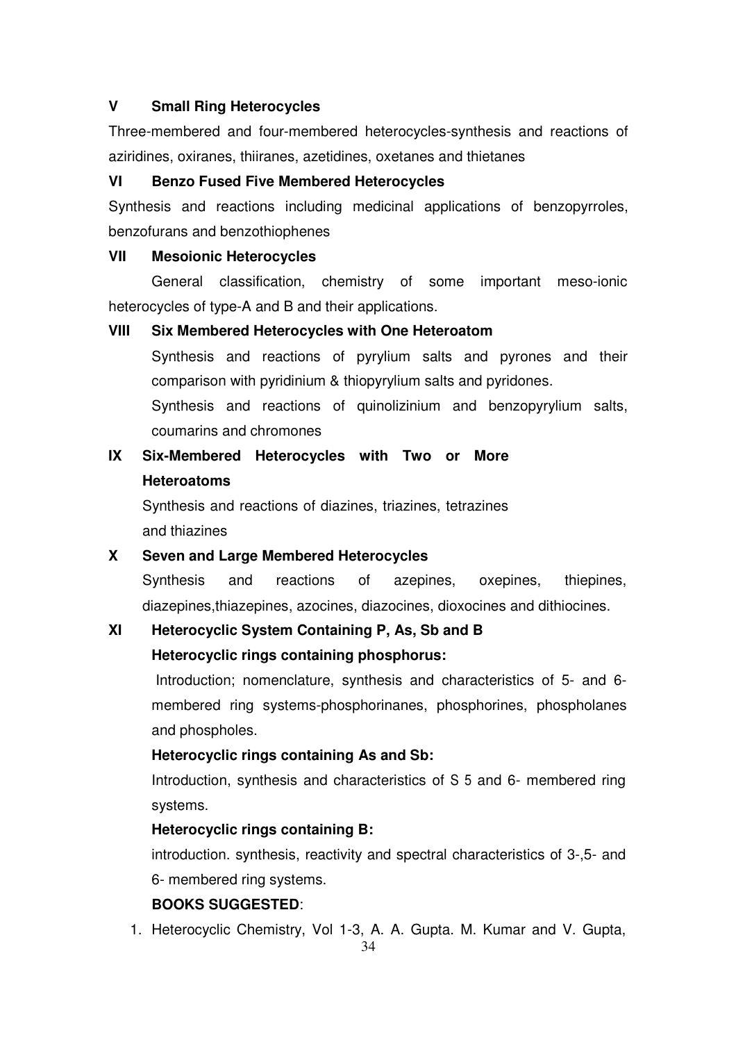### V Small Ring Heterocycles

Three-membered and four-membered heterocycles-synthesis and reactions of aziridines, oxiranes, thiiranes, azetidines, oxetanes and thietanes

### VI Benzo Fused Five Membered Heterocycles

Synthesis and reactions including medicinal applications of benzopyrroles, benzofurans and benzothiophenes

### VII Mesoionic Heterocycles

General classification, chemistry of some important meso-ionic heterocycles of type-A and B and their applications.

### VIII Six Membered Heterocycles with One Heteroatom

Synthesis and reactions of pyrylium salts and pyrones and their comparison with pyridinium & thiopyrylium salts and pyridones.

Synthesis and reactions of quinolizinium and benzopyrylium salts, coumarins and chromones

### IX Six-Membered Heterocycles with Two or More Heteroatoms

Synthesis and reactions of diazines, triazines, tetrazines and thiazines

### X Seven and Large Membered Heterocycles

Synthesis and reactions of azepines, oxepines, thiepines, diazepines,thiazepines, azocines, diazocines, dioxocines and dithiocines.

### XI Heterocyclic System Containing P, As, Sb and B

**Heterocyclic rings containing phosphorus:**

Introduction; nomenclature, synthesis and characteristics of 5- and 6-membered ring systems-phosphorinanes, phosphorines, phospholanes and phospholes.

**Heterocyclic rings containing As and Sb:**

Introduction, synthesis and characteristics of S 5 and 6- membered ring systems.

**Heterocyclic rings containing B:**

introduction. synthesis, reactivity and spectral characteristics of 3-,5- and 6- membered ring systems.

**BOOKS SUGGESTED**:

1. Heterocyclic Chemistry, Vol 1-3, A. A. Gupta. M. Kumar and V. Gupta,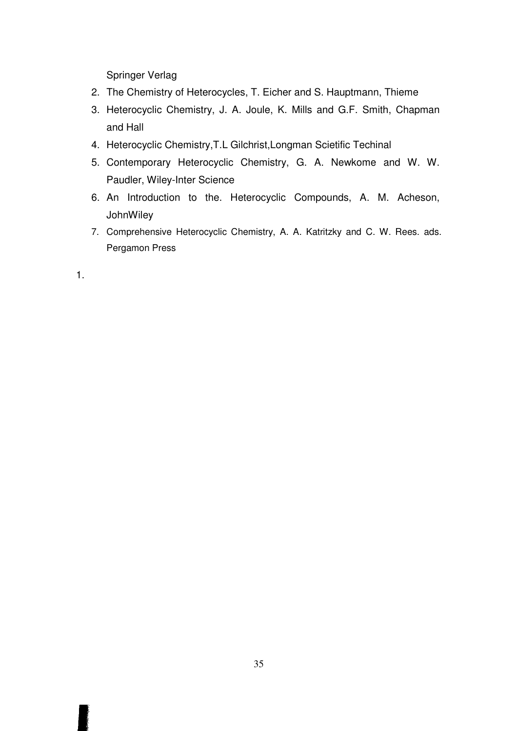Springer Verlag

2. The Chemistry of Heterocycles, T. Eicher and S. Hauptmann, Thieme
3. Heterocyclic Chemistry, J. A. Joule, K. Mills and G.F. Smith, Chapman and Hall
4. Heterocyclic Chemistry,T.L Gilchrist,Longman Scietific Techinal
5. Contemporary Heterocyclic Chemistry, G. A. Newkome and W. W. Paudler, Wiley-Inter Science
6. An Introduction to the. Heterocyclic Compounds, A. M. Acheson, JohnWiley
7. Comprehensive Heterocyclic Chemistry, A. A. Katritzky and C. W. Rees. ads. Pergamon Press

1.